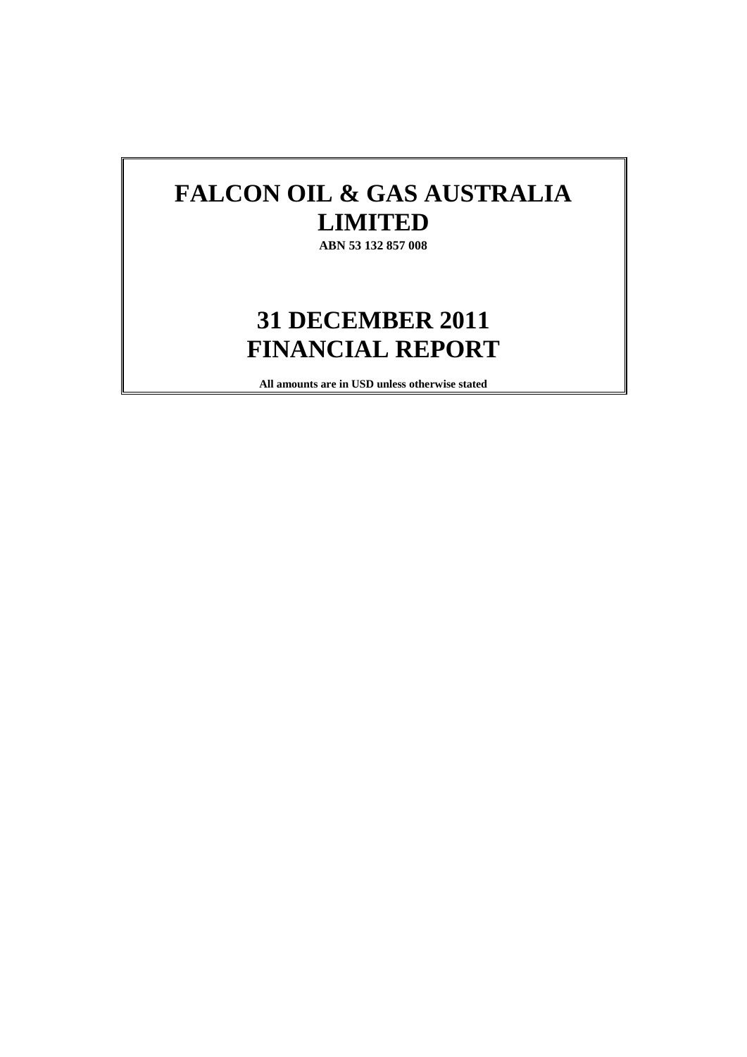# FALCON OIL & GAS AUSTRALIA LIMITED

**ABN 53 132 857 008**

# 31 DECEMBER 2011 FINANCIAL REPORT

**All amounts are in USD unless otherwise stated**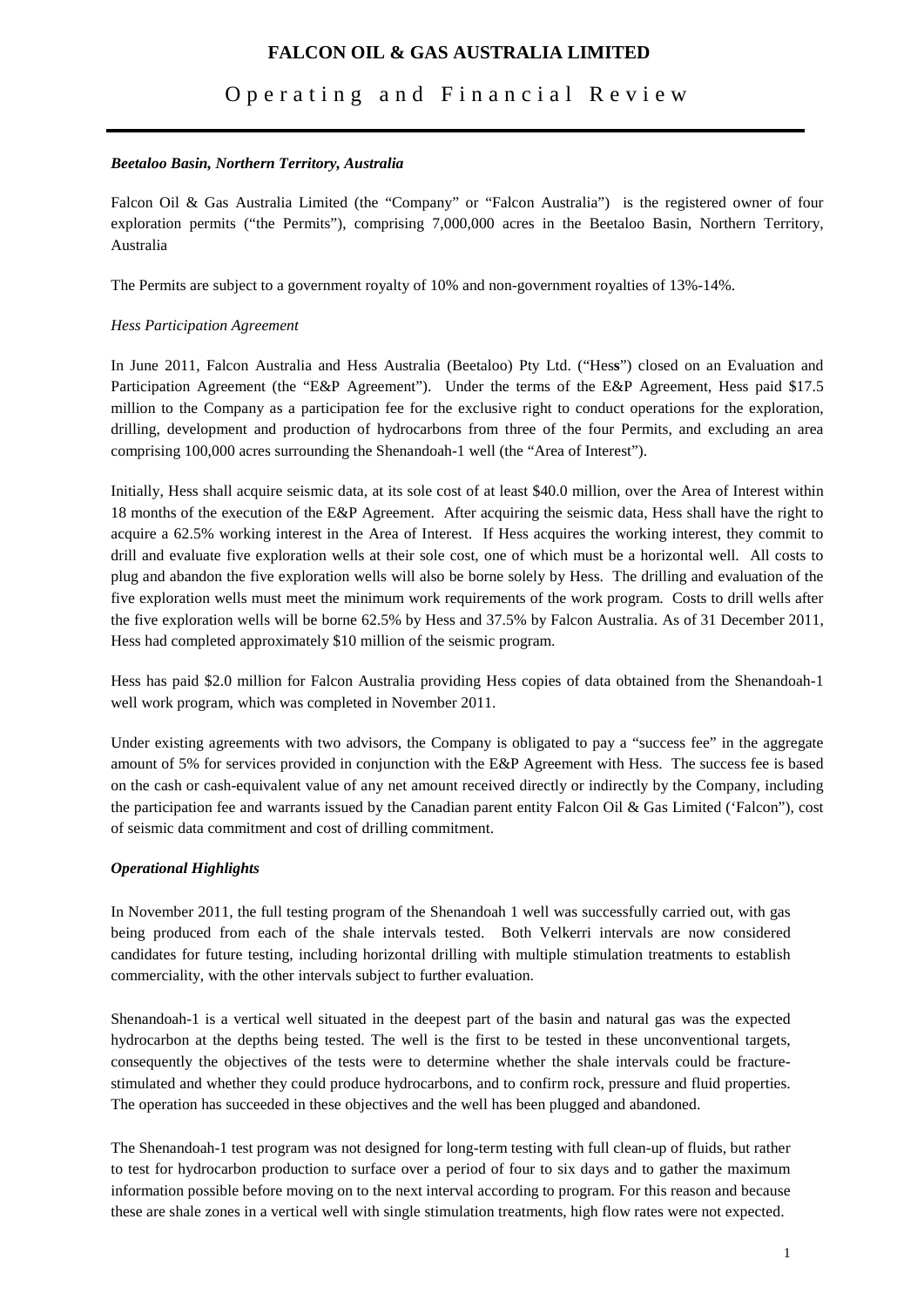# FALCON OIL & GAS AUSTRALIA LIMITED

## Operating and Financial Review

***Beetaloo Basin, Northern Territory, Australia***

Falcon Oil & Gas Australia Limited (the "Company" or "Falcon Australia") is the registered owner of four exploration permits ("the Permits"), comprising 7,000,000 acres in the Beetaloo Basin, Northern Territory, Australia

The Permits are subject to a government royalty of 10% and non-government royalties of 13%-14%.

*Hess Participation Agreement*

In June 2011, Falcon Australia and Hess Australia (Beetaloo) Pty Ltd. ("Hess") closed on an Evaluation and Participation Agreement (the "E&P Agreement"). Under the terms of the E&P Agreement, Hess paid $17.5 million to the Company as a participation fee for the exclusive right to conduct operations for the exploration, drilling, development and production of hydrocarbons from three of the four Permits, and excluding an area comprising 100,000 acres surrounding the Shenandoah-1 well (the "Area of Interest").

Initially, Hess shall acquire seismic data, at its sole cost of at least $40.0 million, over the Area of Interest within 18 months of the execution of the E&P Agreement. After acquiring the seismic data, Hess shall have the right to acquire a 62.5% working interest in the Area of Interest. If Hess acquires the working interest, they commit to drill and evaluate five exploration wells at their sole cost, one of which must be a horizontal well. All costs to plug and abandon the five exploration wells will also be borne solely by Hess. The drilling and evaluation of the five exploration wells must meet the minimum work requirements of the work program. Costs to drill wells after the five exploration wells will be borne 62.5% by Hess and 37.5% by Falcon Australia. As of 31 December 2011, Hess had completed approximately $10 million of the seismic program.

Hess has paid $2.0 million for Falcon Australia providing Hess copies of data obtained from the Shenandoah-1 well work program, which was completed in November 2011.

Under existing agreements with two advisors, the Company is obligated to pay a "success fee" in the aggregate amount of 5% for services provided in conjunction with the E&P Agreement with Hess. The success fee is based on the cash or cash-equivalent value of any net amount received directly or indirectly by the Company, including the participation fee and warrants issued by the Canadian parent entity Falcon Oil & Gas Limited ('Falcon"), cost of seismic data commitment and cost of drilling commitment.

***Operational Highlights***

In November 2011, the full testing program of the Shenandoah 1 well was successfully carried out, with gas being produced from each of the shale intervals tested. Both Velkerri intervals are now considered candidates for future testing, including horizontal drilling with multiple stimulation treatments to establish commerciality, with the other intervals subject to further evaluation.

Shenandoah-1 is a vertical well situated in the deepest part of the basin and natural gas was the expected hydrocarbon at the depths being tested. The well is the first to be tested in these unconventional targets, consequently the objectives of the tests were to determine whether the shale intervals could be fracture-stimulated and whether they could produce hydrocarbons, and to confirm rock, pressure and fluid properties. The operation has succeeded in these objectives and the well has been plugged and abandoned.

The Shenandoah-1 test program was not designed for long-term testing with full clean-up of fluids, but rather to test for hydrocarbon production to surface over a period of four to six days and to gather the maximum information possible before moving on to the next interval according to program. For this reason and because these are shale zones in a vertical well with single stimulation treatments, high flow rates were not expected.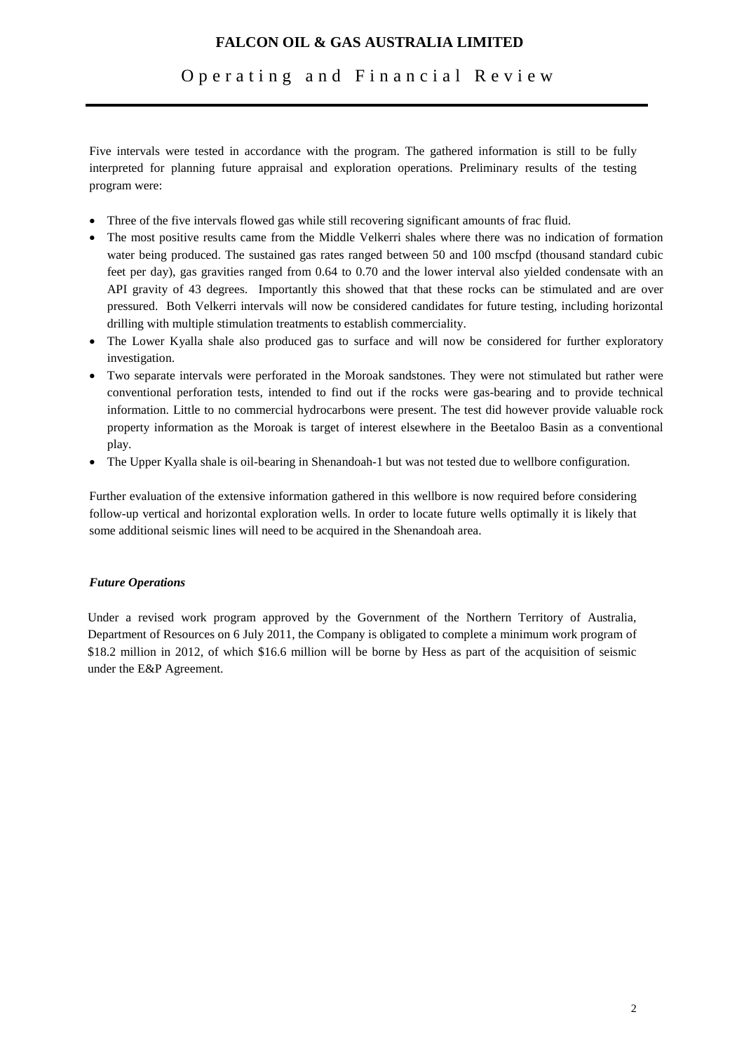Five intervals were tested in accordance with the program. The gathered information is still to be fully interpreted for planning future appraisal and exploration operations. Preliminary results of the testing program were:

- Three of the five intervals flowed gas while still recovering significant amounts of frac fluid.
- The most positive results came from the Middle Velkerri shales where there was no indication of formation water being produced. The sustained gas rates ranged between 50 and 100 mscfpd (thousand standard cubic feet per day), gas gravities ranged from 0.64 to 0.70 and the lower interval also yielded condensate with an API gravity of 43 degrees. Importantly this showed that that these rocks can be stimulated and are over pressured. Both Velkerri intervals will now be considered candidates for future testing, including horizontal drilling with multiple stimulation treatments to establish commerciality.
- The Lower Kyalla shale also produced gas to surface and will now be considered for further exploratory investigation.
- Two separate intervals were perforated in the Moroak sandstones. They were not stimulated but rather were conventional perforation tests, intended to find out if the rocks were gas-bearing and to provide technical information. Little to no commercial hydrocarbons were present. The test did however provide valuable rock property information as the Moroak is target of interest elsewhere in the Beetaloo Basin as a conventional play.
- The Upper Kyalla shale is oil-bearing in Shenandoah-1 but was not tested due to wellbore configuration.

Further evaluation of the extensive information gathered in this wellbore is now required before considering follow-up vertical and horizontal exploration wells. In order to locate future wells optimally it is likely that some additional seismic lines will need to be acquired in the Shenandoah area.

***Future Operations***

Under a revised work program approved by the Government of the Northern Territory of Australia, Department of Resources on 6 July 2011, the Company is obligated to complete a minimum work program of $18.2 million in 2012, of which $16.6 million will be borne by Hess as part of the acquisition of seismic under the E&P Agreement.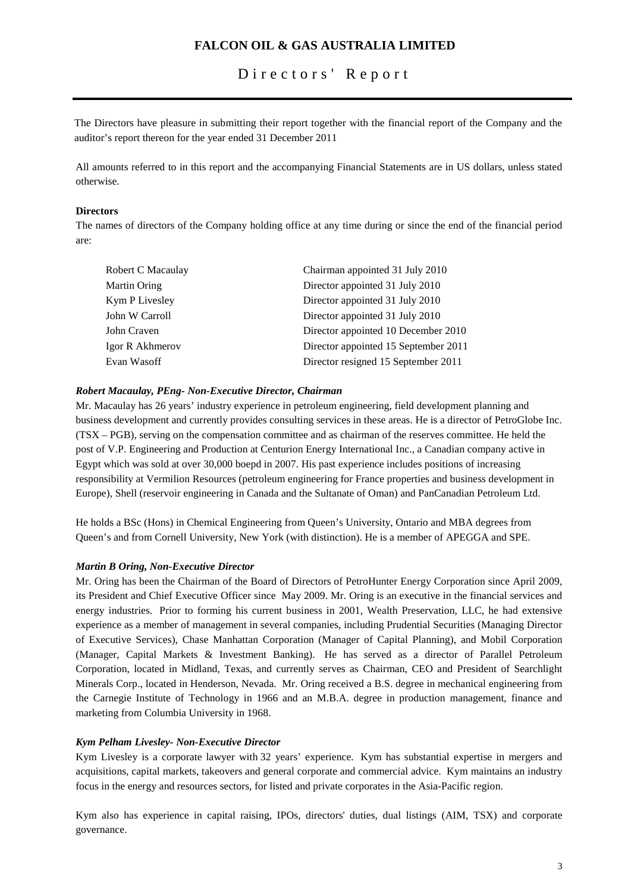# FALCON OIL & GAS AUSTRALIA LIMITED

## Directors' Report

The Directors have pleasure in submitting their report together with the financial report of the Company and the auditor's report thereon for the year ended 31 December 2011

All amounts referred to in this report and the accompanying Financial Statements are in US dollars, unless stated otherwise.

**Directors**

The names of directors of the Company holding office at any time during or since the end of the financial period are:

| | |
|---|---|
| Robert C Macaulay | Chairman appointed 31 July 2010 |
| Martin Oring | Director appointed 31 July 2010 |
| Kym P Livesley | Director appointed 31 July 2010 |
| John W Carroll | Director appointed 31 July 2010 |
| John Craven | Director appointed 10 December 2010 |
| Igor R Akhmerov | Director appointed 15 September 2011 |
| Evan Wasoff | Director resigned 15 September 2011 |

***Robert Macaulay, PEng- Non-Executive Director, Chairman***

Mr. Macaulay has 26 years' industry experience in petroleum engineering, field development planning and business development and currently provides consulting services in these areas. He is a director of PetroGlobe Inc. (TSX – PGB), serving on the compensation committee and as chairman of the reserves committee. He held the post of V.P. Engineering and Production at Centurion Energy International Inc., a Canadian company active in Egypt which was sold at over 30,000 boepd in 2007. His past experience includes positions of increasing responsibility at Vermilion Resources (petroleum engineering for France properties and business development in Europe), Shell (reservoir engineering in Canada and the Sultanate of Oman) and PanCanadian Petroleum Ltd.

He holds a BSc (Hons) in Chemical Engineering from Queen's University, Ontario and MBA degrees from Queen's and from Cornell University, New York (with distinction). He is a member of APEGGA and SPE.

***Martin B Oring, Non-Executive Director***

Mr. Oring has been the Chairman of the Board of Directors of PetroHunter Energy Corporation since April 2009, its President and Chief Executive Officer since May 2009. Mr. Oring is an executive in the financial services and energy industries. Prior to forming his current business in 2001, Wealth Preservation, LLC, he had extensive experience as a member of management in several companies, including Prudential Securities (Managing Director of Executive Services), Chase Manhattan Corporation (Manager of Capital Planning), and Mobil Corporation (Manager, Capital Markets & Investment Banking). He has served as a director of Parallel Petroleum Corporation, located in Midland, Texas, and currently serves as Chairman, CEO and President of Searchlight Minerals Corp., located in Henderson, Nevada. Mr. Oring received a B.S. degree in mechanical engineering from the Carnegie Institute of Technology in 1966 and an M.B.A. degree in production management, finance and marketing from Columbia University in 1968.

***Kym Pelham Livesley- Non-Executive Director***

Kym Livesley is a corporate lawyer with 32 years' experience. Kym has substantial expertise in mergers and acquisitions, capital markets, takeovers and general corporate and commercial advice. Kym maintains an industry focus in the energy and resources sectors, for listed and private corporates in the Asia-Pacific region.

Kym also has experience in capital raising, IPOs, directors' duties, dual listings (AIM, TSX) and corporate governance.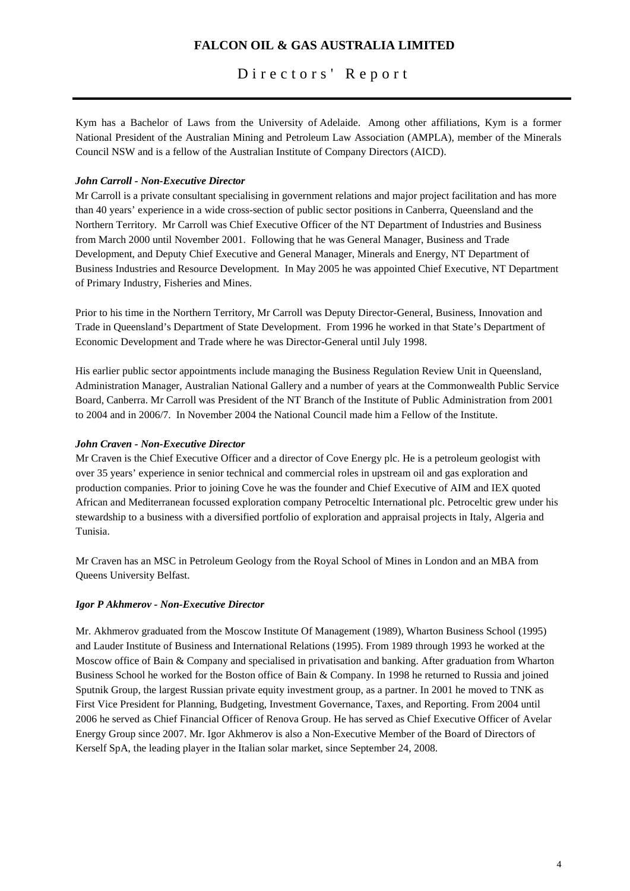Kym has a Bachelor of Laws from the University of Adelaide. Among other affiliations, Kym is a former National President of the Australian Mining and Petroleum Law Association (AMPLA), member of the Minerals Council NSW and is a fellow of the Australian Institute of Company Directors (AICD).

***John Carroll - Non-Executive Director***

Mr Carroll is a private consultant specialising in government relations and major project facilitation and has more than 40 years' experience in a wide cross-section of public sector positions in Canberra, Queensland and the Northern Territory. Mr Carroll was Chief Executive Officer of the NT Department of Industries and Business from March 2000 until November 2001. Following that he was General Manager, Business and Trade Development, and Deputy Chief Executive and General Manager, Minerals and Energy, NT Department of Business Industries and Resource Development. In May 2005 he was appointed Chief Executive, NT Department of Primary Industry, Fisheries and Mines.

Prior to his time in the Northern Territory, Mr Carroll was Deputy Director-General, Business, Innovation and Trade in Queensland's Department of State Development. From 1996 he worked in that State's Department of Economic Development and Trade where he was Director-General until July 1998.

His earlier public sector appointments include managing the Business Regulation Review Unit in Queensland, Administration Manager, Australian National Gallery and a number of years at the Commonwealth Public Service Board, Canberra. Mr Carroll was President of the NT Branch of the Institute of Public Administration from 2001 to 2004 and in 2006/7. In November 2004 the National Council made him a Fellow of the Institute.

***John Craven - Non-Executive Director***

Mr Craven is the Chief Executive Officer and a director of Cove Energy plc. He is a petroleum geologist with over 35 years' experience in senior technical and commercial roles in upstream oil and gas exploration and production companies. Prior to joining Cove he was the founder and Chief Executive of AIM and IEX quoted African and Mediterranean focussed exploration company Petroceltic International plc. Petroceltic grew under his stewardship to a business with a diversified portfolio of exploration and appraisal projects in Italy, Algeria and Tunisia.

Mr Craven has an MSC in Petroleum Geology from the Royal School of Mines in London and an MBA from Queens University Belfast.

***Igor P Akhmerov - Non-Executive Director***

Mr. Akhmerov graduated from the Moscow Institute Of Management (1989), Wharton Business School (1995) and Lauder Institute of Business and International Relations (1995). From 1989 through 1993 he worked at the Moscow office of Bain & Company and specialised in privatisation and banking. After graduation from Wharton Business School he worked for the Boston office of Bain & Company. In 1998 he returned to Russia and joined Sputnik Group, the largest Russian private equity investment group, as a partner. In 2001 he moved to TNK as First Vice President for Planning, Budgeting, Investment Governance, Taxes, and Reporting. From 2004 until 2006 he served as Chief Financial Officer of Renova Group. He has served as Chief Executive Officer of Avelar Energy Group since 2007. Mr. Igor Akhmerov is also a Non-Executive Member of the Board of Directors of Kerself SpA, the leading player in the Italian solar market, since September 24, 2008.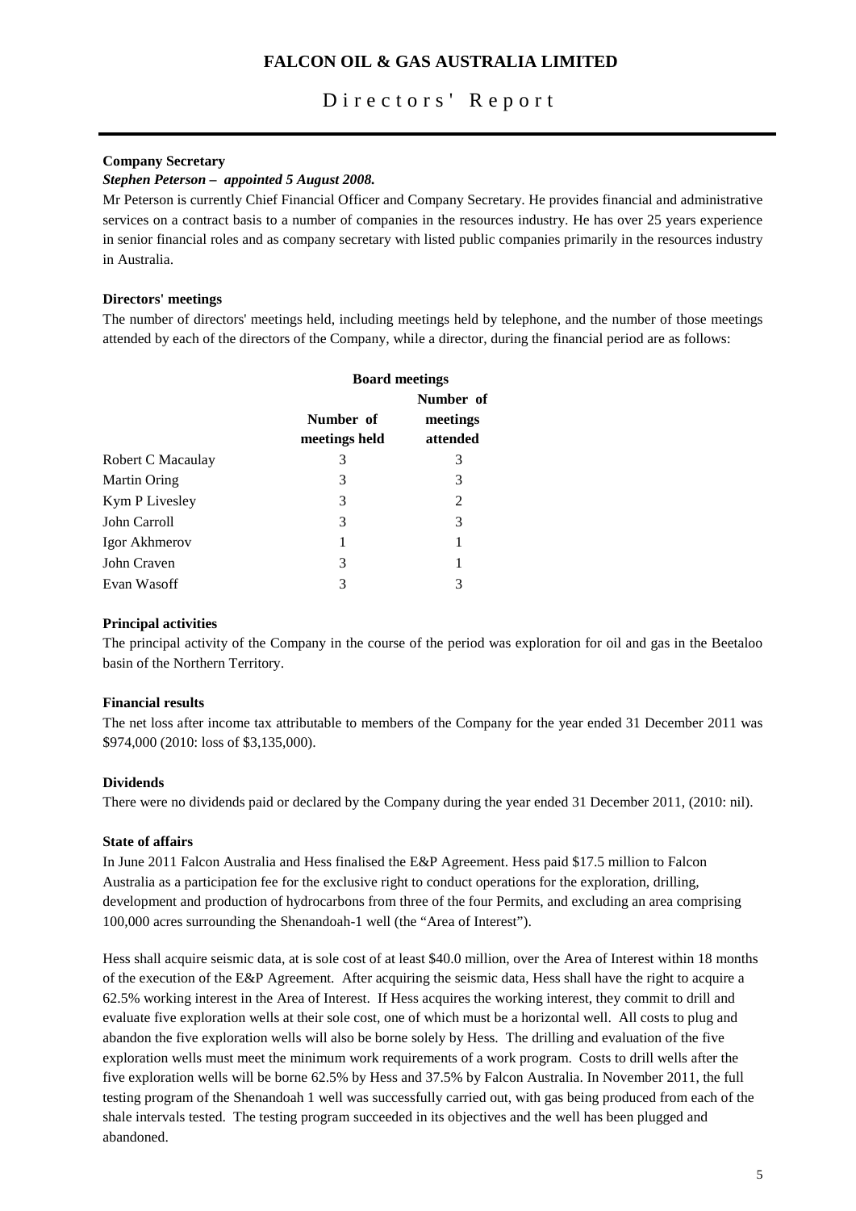**Company Secretary**

***Stephen Peterson – appointed 5 August 2008.***

Mr Peterson is currently Chief Financial Officer and Company Secretary. He provides financial and administrative services on a contract basis to a number of companies in the resources industry. He has over 25 years experience in senior financial roles and as company secretary with listed public companies primarily in the resources industry in Australia.

**Directors' meetings**

The number of directors' meetings held, including meetings held by telephone, and the number of those meetings attended by each of the directors of the Company, while a director, during the financial period are as follows:

| | **Board meetings** | |
|---|---|---|
| | **Number of meetings held** | **Number of meetings attended** |
| Robert C Macaulay | 3 | 3 |
| Martin Oring | 3 | 3 |
| Kym P Livesley | 3 | 2 |
| John Carroll | 3 | 3 |
| Igor Akhmerov | 1 | 1 |
| John Craven | 3 | 1 |
| Evan Wasoff | 3 | 3 |

**Principal activities**

The principal activity of the Company in the course of the period was exploration for oil and gas in the Beetaloo basin of the Northern Territory.

**Financial results**

The net loss after income tax attributable to members of the Company for the year ended 31 December 2011 was \$974,000 (2010: loss of \$3,135,000).

**Dividends**

There were no dividends paid or declared by the Company during the year ended 31 December 2011, (2010: nil).

**State of affairs**

In June 2011 Falcon Australia and Hess finalised the E&P Agreement. Hess paid \$17.5 million to Falcon Australia as a participation fee for the exclusive right to conduct operations for the exploration, drilling, development and production of hydrocarbons from three of the four Permits, and excluding an area comprising 100,000 acres surrounding the Shenandoah-1 well (the "Area of Interest").

Hess shall acquire seismic data, at is sole cost of at least \$40.0 million, over the Area of Interest within 18 months of the execution of the E&P Agreement. After acquiring the seismic data, Hess shall have the right to acquire a 62.5% working interest in the Area of Interest. If Hess acquires the working interest, they commit to drill and evaluate five exploration wells at their sole cost, one of which must be a horizontal well. All costs to plug and abandon the five exploration wells will also be borne solely by Hess. The drilling and evaluation of the five exploration wells must meet the minimum work requirements of a work program. Costs to drill wells after the five exploration wells will be borne 62.5% by Hess and 37.5% by Falcon Australia. In November 2011, the full testing program of the Shenandoah 1 well was successfully carried out, with gas being produced from each of the shale intervals tested. The testing program succeeded in its objectives and the well has been plugged and abandoned.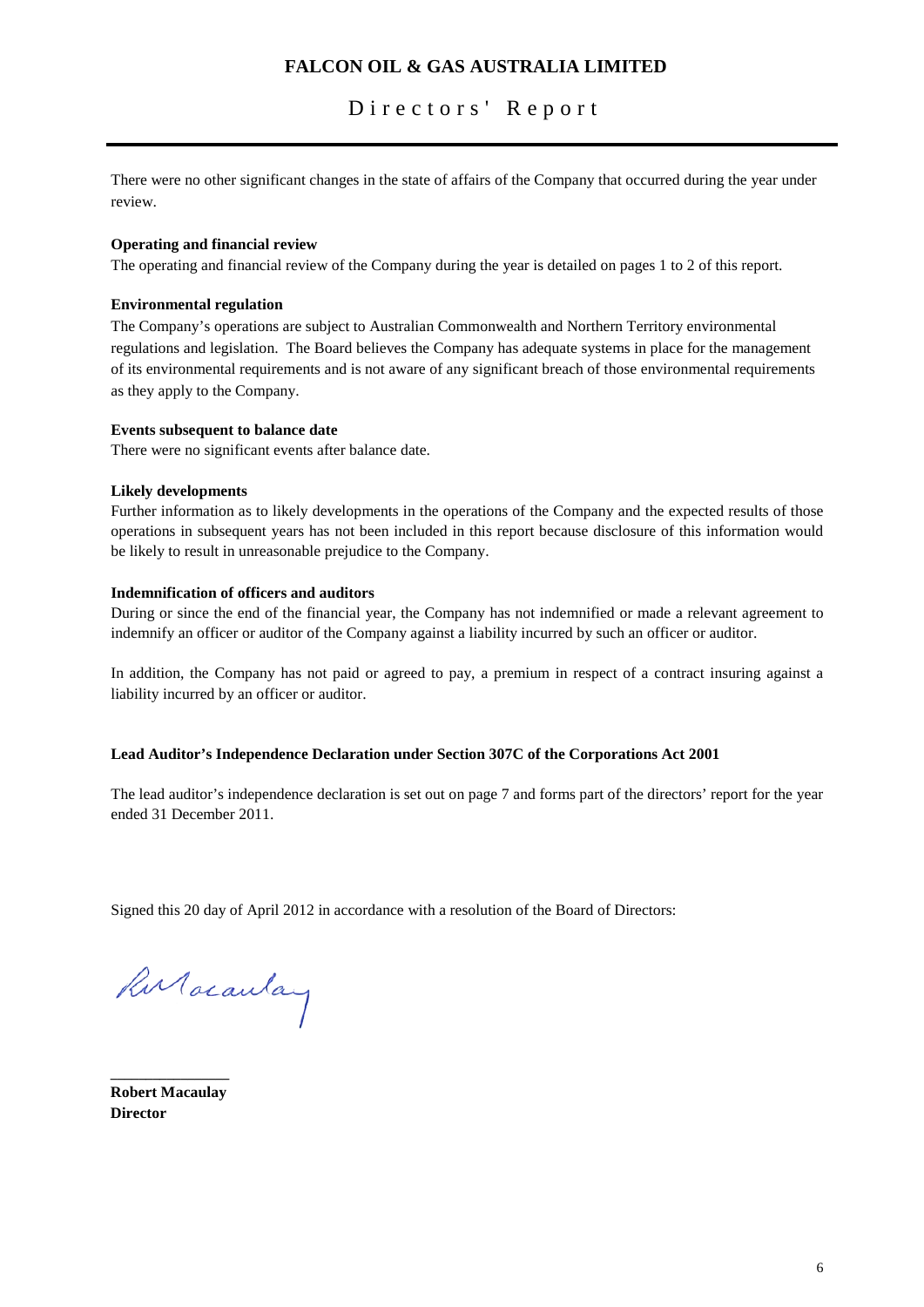There were no other significant changes in the state of affairs of the Company that occurred during the year under review.

**Operating and financial review**

The operating and financial review of the Company during the year is detailed on pages 1 to 2 of this report.

**Environmental regulation**

The Company's operations are subject to Australian Commonwealth and Northern Territory environmental regulations and legislation. The Board believes the Company has adequate systems in place for the management of its environmental requirements and is not aware of any significant breach of those environmental requirements as they apply to the Company.

**Events subsequent to balance date**

There were no significant events after balance date.

**Likely developments**

Further information as to likely developments in the operations of the Company and the expected results of those operations in subsequent years has not been included in this report because disclosure of this information would be likely to result in unreasonable prejudice to the Company.

**Indemnification of officers and auditors**

During or since the end of the financial year, the Company has not indemnified or made a relevant agreement to indemnify an officer or auditor of the Company against a liability incurred by such an officer or auditor.

In addition, the Company has not paid or agreed to pay, a premium in respect of a contract insuring against a liability incurred by an officer or auditor.

**Lead Auditor's Independence Declaration under Section 307C of the Corporations Act 2001**

The lead auditor's independence declaration is set out on page 7 and forms part of the directors' report for the year ended 31 December 2011.

Signed this 20 day of April 2012 in accordance with a resolution of the Board of Directors:

_______________

**Robert Macaulay**
**Director**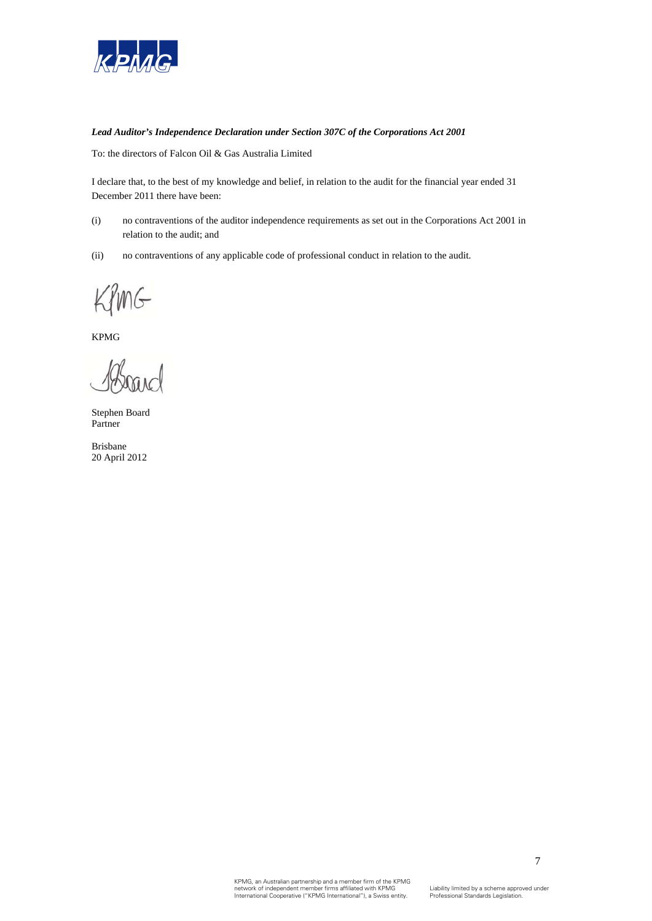***Lead Auditor's Independence Declaration under Section 307C of the Corporations Act 2001***

To: the directors of Falcon Oil & Gas Australia Limited

I declare that, to the best of my knowledge and belief, in relation to the audit for the financial year ended 31 December 2011 there have been:

(i) no contraventions of the auditor independence requirements as set out in the Corporations Act 2001 in relation to the audit; and

(ii) no contraventions of any applicable code of professional conduct in relation to the audit.

KPMG

Stephen Board
Partner

Brisbane
20 April 2012

KPMG, an Australian partnership and a member firm of the KPMG network of independent member firms affiliated with KPMG International Cooperative ("KPMG International"), a Swiss entity.

Liability limited by a scheme approved under Professional Standards Legislation.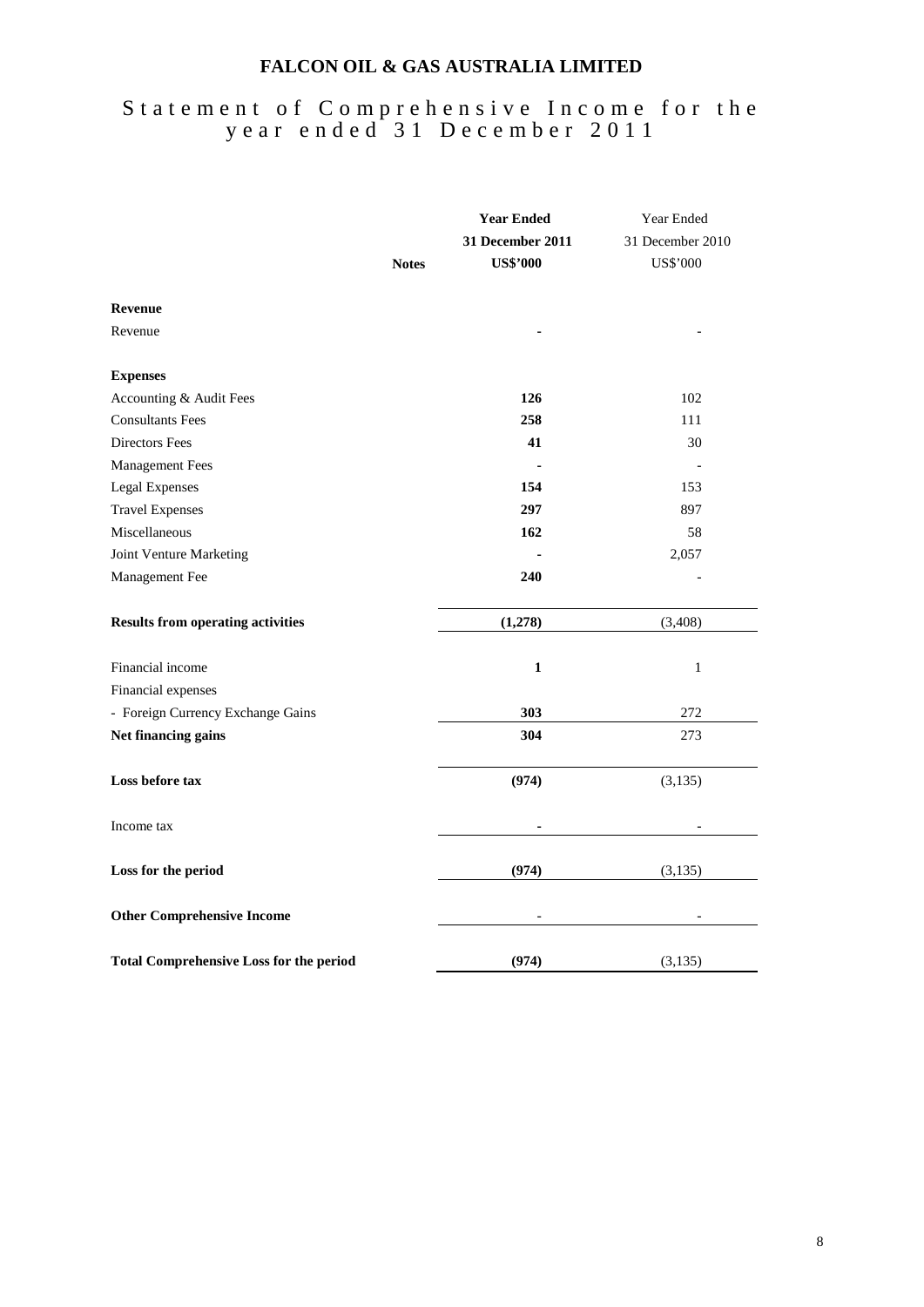# FALCON OIL & GAS AUSTRALIA LIMITED

## Statement of Comprehensive Income for the year ended 31 December 2011

| | Notes | **Year Ended 31 December 2011 US$'000** | Year Ended 31 December 2010 US$'000 |
|---|---|---|---|
| **Revenue** | | | |
| Revenue | | **-** | - |
| **Expenses** | | | |
| Accounting & Audit Fees | | **126** | 102 |
| Consultants Fees | | **258** | 111 |
| Directors Fees | | **41** | 30 |
| Management Fees | | **-** | - |
| Legal Expenses | | **154** | 153 |
| Travel Expenses | | **297** | 897 |
| Miscellaneous | | **162** | 58 |
| Joint Venture Marketing | | **-** | 2,057 |
| Management Fee | | **240** | - |
| **Results from operating activities** | | **(1,278)** | (3,408) |
| Financial income | | **1** | 1 |
| Financial expenses | | | |
| - Foreign Currency Exchange Gains | | **303** | 272 |
| **Net financing gains** | | **304** | 273 |
| **Loss before tax** | | **(974)** | (3,135) |
| Income tax | | **-** | - |
| **Loss for the period** | | **(974)** | (3,135) |
| **Other Comprehensive Income** | | **-** | - |
| **Total Comprehensive Loss for the period** | | **(974)** | (3,135) |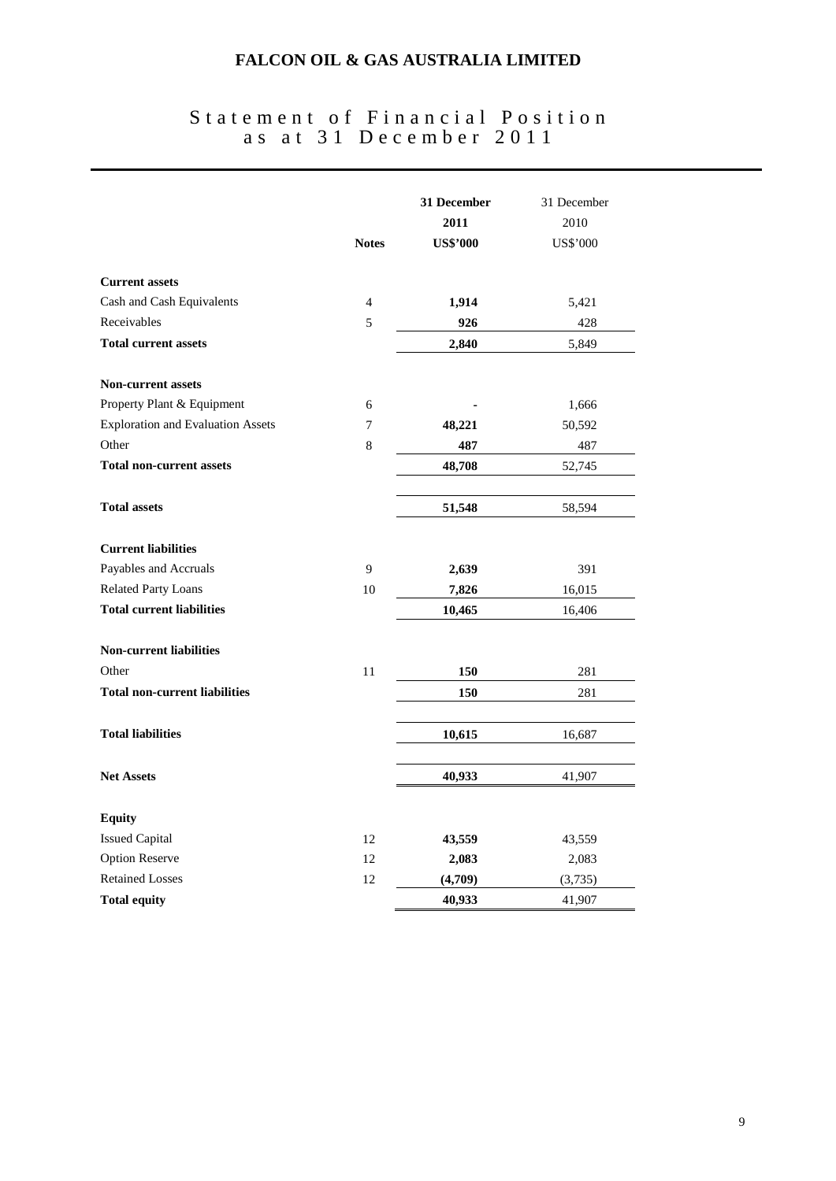# FALCON OIL & GAS AUSTRALIA LIMITED

## Statement of Financial Position as at 31 December 2011

| | Notes | **31 December 2011 US$'000** | 31 December 2010 US$'000 |
|---|---|---|---|
| **Current assets** | | | |
| Cash and Cash Equivalents | 4 | **1,914** | 5,421 |
| Receivables | 5 | **926** | 428 |
| **Total current assets** | | **2,840** | 5,849 |
| | | | |
| **Non-current assets** | | | |
| Property Plant & Equipment | 6 | **-** | 1,666 |
| Exploration and Evaluation Assets | 7 | **48,221** | 50,592 |
| Other | 8 | **487** | 487 |
| **Total non-current assets** | | **48,708** | 52,745 |
| | | | |
| **Total assets** | | **51,548** | 58,594 |
| | | | |
| **Current liabilities** | | | |
| Payables and Accruals | 9 | **2,639** | 391 |
| Related Party Loans | 10 | **7,826** | 16,015 |
| **Total current liabilities** | | **10,465** | 16,406 |
| | | | |
| **Non-current liabilities** | | | |
| Other | 11 | **150** | 281 |
| **Total non-current liabilities** | | **150** | 281 |
| | | | |
| **Total liabilities** | | **10,615** | 16,687 |
| | | | |
| **Net Assets** | | **40,933** | 41,907 |
| | | | |
| **Equity** | | | |
| Issued Capital | 12 | **43,559** | 43,559 |
| Option Reserve | 12 | **2,083** | 2,083 |
| Retained Losses | 12 | **(4,709)** | (3,735) |
| **Total equity** | | **40,933** | 41,907 |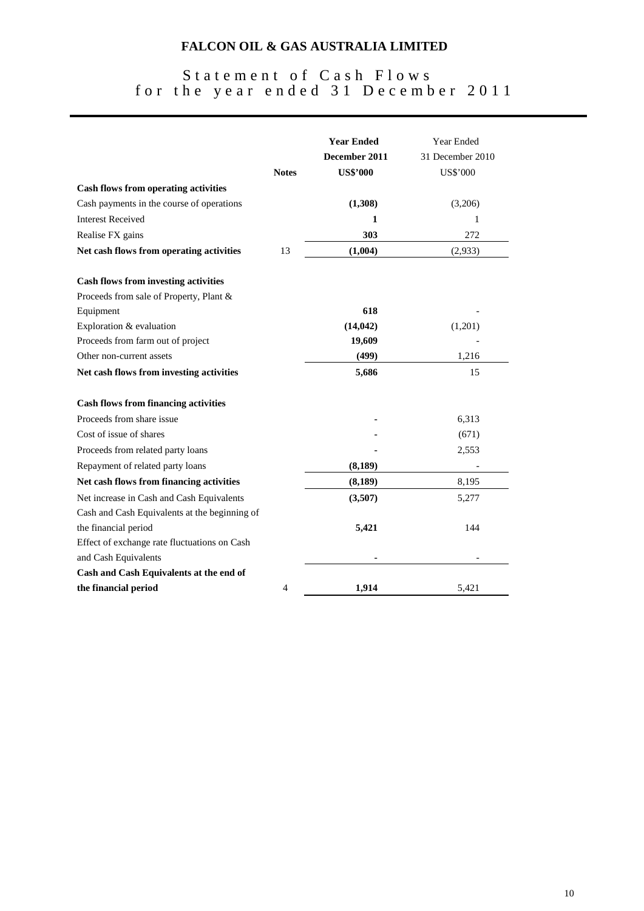# FALCON OIL & GAS AUSTRALIA LIMITED

## Statement of Cash Flows for the year ended 31 December 2011

| | Notes | **Year Ended December 2011 US$'000** | Year Ended 31 December 2010 US$'000 |
|---|---|---|---|
| **Cash flows from operating activities** | | | |
| Cash payments in the course of operations | | **(1,308)** | (3,206) |
| Interest Received | | **1** | 1 |
| Realise FX gains | | **303** | 272 |
| **Net cash flows from operating activities** | 13 | **(1,004)** | (2,933) |
| | | | |
| **Cash flows from investing activities** | | | |
| Proceeds from sale of Property, Plant & Equipment | | **618** | - |
| Exploration & evaluation | | **(14,042)** | (1,201) |
| Proceeds from farm out of project | | **19,609** | - |
| Other non-current assets | | **(499)** | 1,216 |
| **Net cash flows from investing activities** | | **5,686** | 15 |
| | | | |
| **Cash flows from financing activities** | | | |
| Proceeds from share issue | | **-** | 6,313 |
| Cost of issue of shares | | **-** | (671) |
| Proceeds from related party loans | | **-** | 2,553 |
| Repayment of related party loans | | **(8,189)** | - |
| **Net cash flows from financing activities** | | **(8,189)** | 8,195 |
| Net increase in Cash and Cash Equivalents | | **(3,507)** | 5,277 |
| Cash and Cash Equivalents at the beginning of the financial period | | **5,421** | 144 |
| Effect of exchange rate fluctuations on Cash and Cash Equivalents | | **-** | - |
| **Cash and Cash Equivalents at the end of the financial period** | 4 | **1,914** | 5,421 |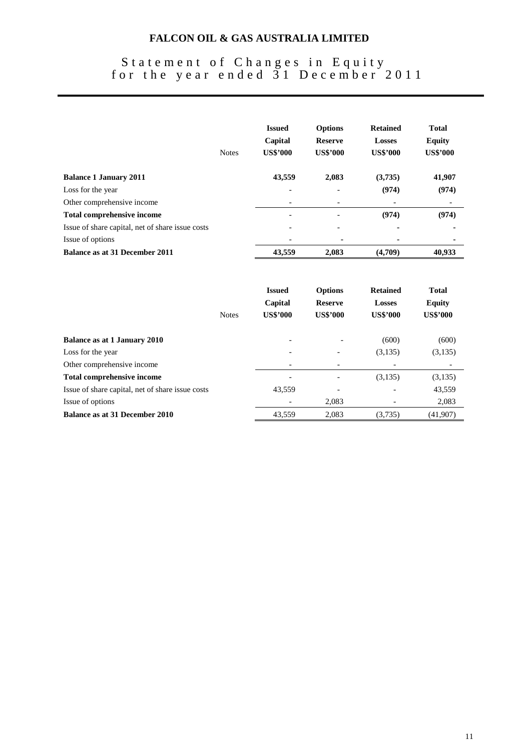# FALCON OIL & GAS AUSTRALIA LIMITED

## Statement of Changes in Equity for the year ended 31 December 2011

| | Notes | Issued Capital US$'000 | Options Reserve US$'000 | Retained Losses US$'000 | Total Equity US$'000 |
|---|---|---|---|---|---|
| **Balance 1 January 2011** | | **43,559** | **2,083** | **(3,735)** | **41,907** |
| Loss for the year | | - | - | **(974)** | **(974)** |
| Other comprehensive income | | - | - | - | - |
| **Total comprehensive income** | | - | - | **(974)** | **(974)** |
| Issue of share capital, net of share issue costs | | - | - | - | - |
| Issue of options | | - | - | - | - |
| **Balance as at 31 December 2011** | | **43,559** | **2,083** | **(4,709)** | **40,933** |

| | Notes | Issued Capital US$'000 | Options Reserve US$'000 | Retained Losses US$'000 | Total Equity US$'000 |
|---|---|---|---|---|---|
| **Balance as at 1 January 2010** | | - | - | (600) | (600) |
| Loss for the year | | - | - | (3,135) | (3,135) |
| Other comprehensive income | | - | - | - | - |
| **Total comprehensive income** | | - | - | (3,135) | (3,135) |
| Issue of share capital, net of share issue costs | | 43,559 | - | - | 43,559 |
| Issue of options | | - | 2,083 | - | 2,083 |
| **Balance as at 31 December 2010** | | 43,559 | 2,083 | (3,735) | (41,907) |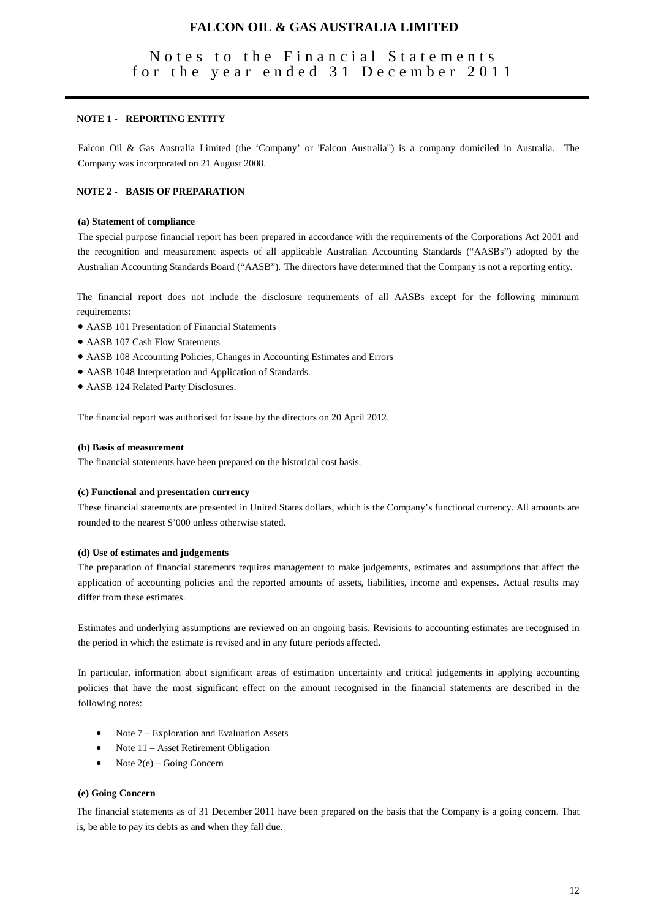# FALCON OIL & GAS AUSTRALIA LIMITED

## Notes to the Financial Statements for the year ended 31 December 2011

### NOTE 1 - REPORTING ENTITY

Falcon Oil & Gas Australia Limited (the 'Company' or 'Falcon Australia") is a company domiciled in Australia. The Company was incorporated on 21 August 2008.

### NOTE 2 - BASIS OF PREPARATION

**(a) Statement of compliance**

The special purpose financial report has been prepared in accordance with the requirements of the Corporations Act 2001 and the recognition and measurement aspects of all applicable Australian Accounting Standards ("AASBs") adopted by the Australian Accounting Standards Board ("AASB"). The directors have determined that the Company is not a reporting entity.

The financial report does not include the disclosure requirements of all AASBs except for the following minimum requirements:

- AASB 101 Presentation of Financial Statements
- AASB 107 Cash Flow Statements
- AASB 108 Accounting Policies, Changes in Accounting Estimates and Errors
- AASB 1048 Interpretation and Application of Standards.
- AASB 124 Related Party Disclosures.

The financial report was authorised for issue by the directors on 20 April 2012.

**(b) Basis of measurement**

The financial statements have been prepared on the historical cost basis.

**(c) Functional and presentation currency**

These financial statements are presented in United States dollars, which is the Company's functional currency. All amounts are rounded to the nearest $'000 unless otherwise stated.

**(d) Use of estimates and judgements**

The preparation of financial statements requires management to make judgements, estimates and assumptions that affect the application of accounting policies and the reported amounts of assets, liabilities, income and expenses. Actual results may differ from these estimates.

Estimates and underlying assumptions are reviewed on an ongoing basis. Revisions to accounting estimates are recognised in the period in which the estimate is revised and in any future periods affected.

In particular, information about significant areas of estimation uncertainty and critical judgements in applying accounting policies that have the most significant effect on the amount recognised in the financial statements are described in the following notes:

- Note 7 – Exploration and Evaluation Assets
- Note 11 – Asset Retirement Obligation
- Note 2(e) – Going Concern

**(e) Going Concern**

The financial statements as of 31 December 2011 have been prepared on the basis that the Company is a going concern. That is, be able to pay its debts as and when they fall due.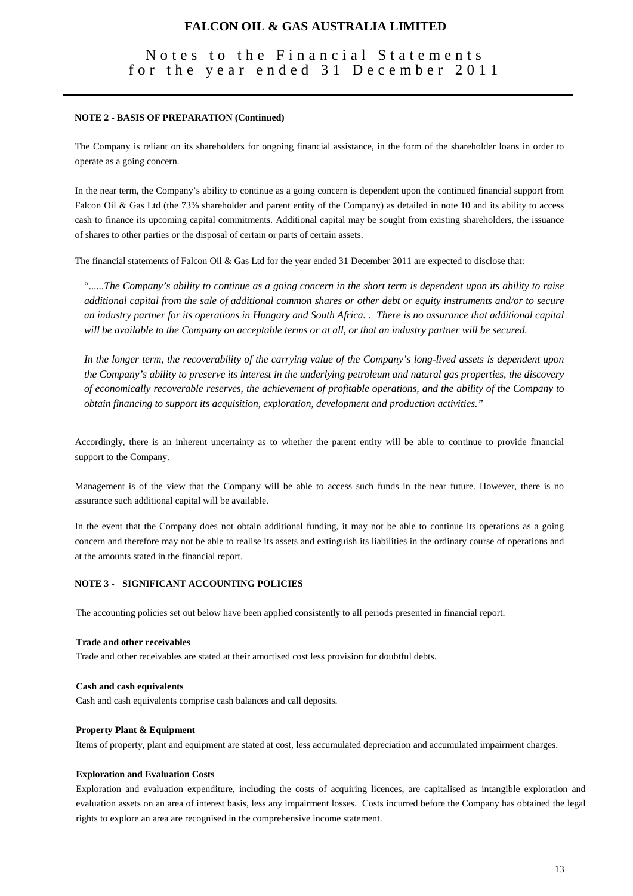#### NOTE 2 - BASIS OF PREPARATION (Continued)

The Company is reliant on its shareholders for ongoing financial assistance, in the form of the shareholder loans in order to operate as a going concern.

In the near term, the Company's ability to continue as a going concern is dependent upon the continued financial support from Falcon Oil & Gas Ltd (the 73% shareholder and parent entity of the Company) as detailed in note 10 and its ability to access cash to finance its upcoming capital commitments. Additional capital may be sought from existing shareholders, the issuance of shares to other parties or the disposal of certain or parts of certain assets.

The financial statements of Falcon Oil & Gas Ltd for the year ended 31 December 2011 are expected to disclose that:

> "*......The Company's ability to continue as a going concern in the short term is dependent upon its ability to raise additional capital from the sale of additional common shares or other debt or equity instruments and/or to secure an industry partner for its operations in Hungary and South Africa. . There is no assurance that additional capital will be available to the Company on acceptable terms or at all, or that an industry partner will be secured.*
>
> *In the longer term, the recoverability of the carrying value of the Company's long-lived assets is dependent upon the Company's ability to preserve its interest in the underlying petroleum and natural gas properties, the discovery of economically recoverable reserves, the achievement of profitable operations, and the ability of the Company to obtain financing to support its acquisition, exploration, development and production activities."*

Accordingly, there is an inherent uncertainty as to whether the parent entity will be able to continue to provide financial support to the Company.

Management is of the view that the Company will be able to access such funds in the near future. However, there is no assurance such additional capital will be available.

In the event that the Company does not obtain additional funding, it may not be able to continue its operations as a going concern and therefore may not be able to realise its assets and extinguish its liabilities in the ordinary course of operations and at the amounts stated in the financial report.

#### NOTE 3 - SIGNIFICANT ACCOUNTING POLICIES

The accounting policies set out below have been applied consistently to all periods presented in financial report.

**Trade and other receivables**

Trade and other receivables are stated at their amortised cost less provision for doubtful debts.

**Cash and cash equivalents**

Cash and cash equivalents comprise cash balances and call deposits.

**Property Plant & Equipment**

Items of property, plant and equipment are stated at cost, less accumulated depreciation and accumulated impairment charges.

**Exploration and Evaluation Costs**

Exploration and evaluation expenditure, including the costs of acquiring licences, are capitalised as intangible exploration and evaluation assets on an area of interest basis, less any impairment losses. Costs incurred before the Company has obtained the legal rights to explore an area are recognised in the comprehensive income statement.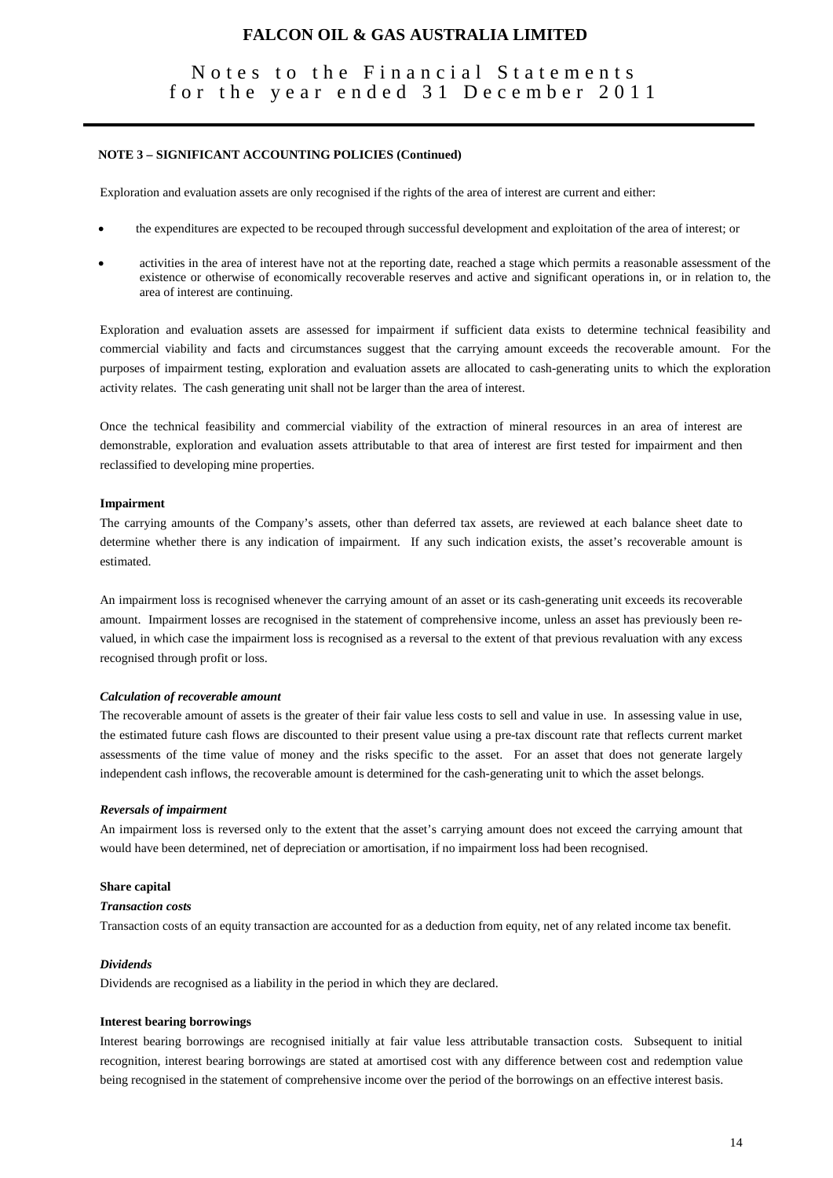**NOTE 3 – SIGNIFICANT ACCOUNTING POLICIES (Continued)**

Exploration and evaluation assets are only recognised if the rights of the area of interest are current and either:

- the expenditures are expected to be recouped through successful development and exploitation of the area of interest; or
- activities in the area of interest have not at the reporting date, reached a stage which permits a reasonable assessment of the existence or otherwise of economically recoverable reserves and active and significant operations in, or in relation to, the area of interest are continuing.

Exploration and evaluation assets are assessed for impairment if sufficient data exists to determine technical feasibility and commercial viability and facts and circumstances suggest that the carrying amount exceeds the recoverable amount. For the purposes of impairment testing, exploration and evaluation assets are allocated to cash-generating units to which the exploration activity relates. The cash generating unit shall not be larger than the area of interest.

Once the technical feasibility and commercial viability of the extraction of mineral resources in an area of interest are demonstrable, exploration and evaluation assets attributable to that area of interest are first tested for impairment and then reclassified to developing mine properties.

**Impairment**

The carrying amounts of the Company's assets, other than deferred tax assets, are reviewed at each balance sheet date to determine whether there is any indication of impairment. If any such indication exists, the asset's recoverable amount is estimated.

An impairment loss is recognised whenever the carrying amount of an asset or its cash-generating unit exceeds its recoverable amount. Impairment losses are recognised in the statement of comprehensive income, unless an asset has previously been re-valued, in which case the impairment loss is recognised as a reversal to the extent of that previous revaluation with any excess recognised through profit or loss.

***Calculation of recoverable amount***

The recoverable amount of assets is the greater of their fair value less costs to sell and value in use. In assessing value in use, the estimated future cash flows are discounted to their present value using a pre-tax discount rate that reflects current market assessments of the time value of money and the risks specific to the asset. For an asset that does not generate largely independent cash inflows, the recoverable amount is determined for the cash-generating unit to which the asset belongs.

***Reversals of impairment***

An impairment loss is reversed only to the extent that the asset's carrying amount does not exceed the carrying amount that would have been determined, net of depreciation or amortisation, if no impairment loss had been recognised.

**Share capital**

***Transaction costs***

Transaction costs of an equity transaction are accounted for as a deduction from equity, net of any related income tax benefit.

***Dividends***

Dividends are recognised as a liability in the period in which they are declared.

**Interest bearing borrowings**

Interest bearing borrowings are recognised initially at fair value less attributable transaction costs. Subsequent to initial recognition, interest bearing borrowings are stated at amortised cost with any difference between cost and redemption value being recognised in the statement of comprehensive income over the period of the borrowings on an effective interest basis.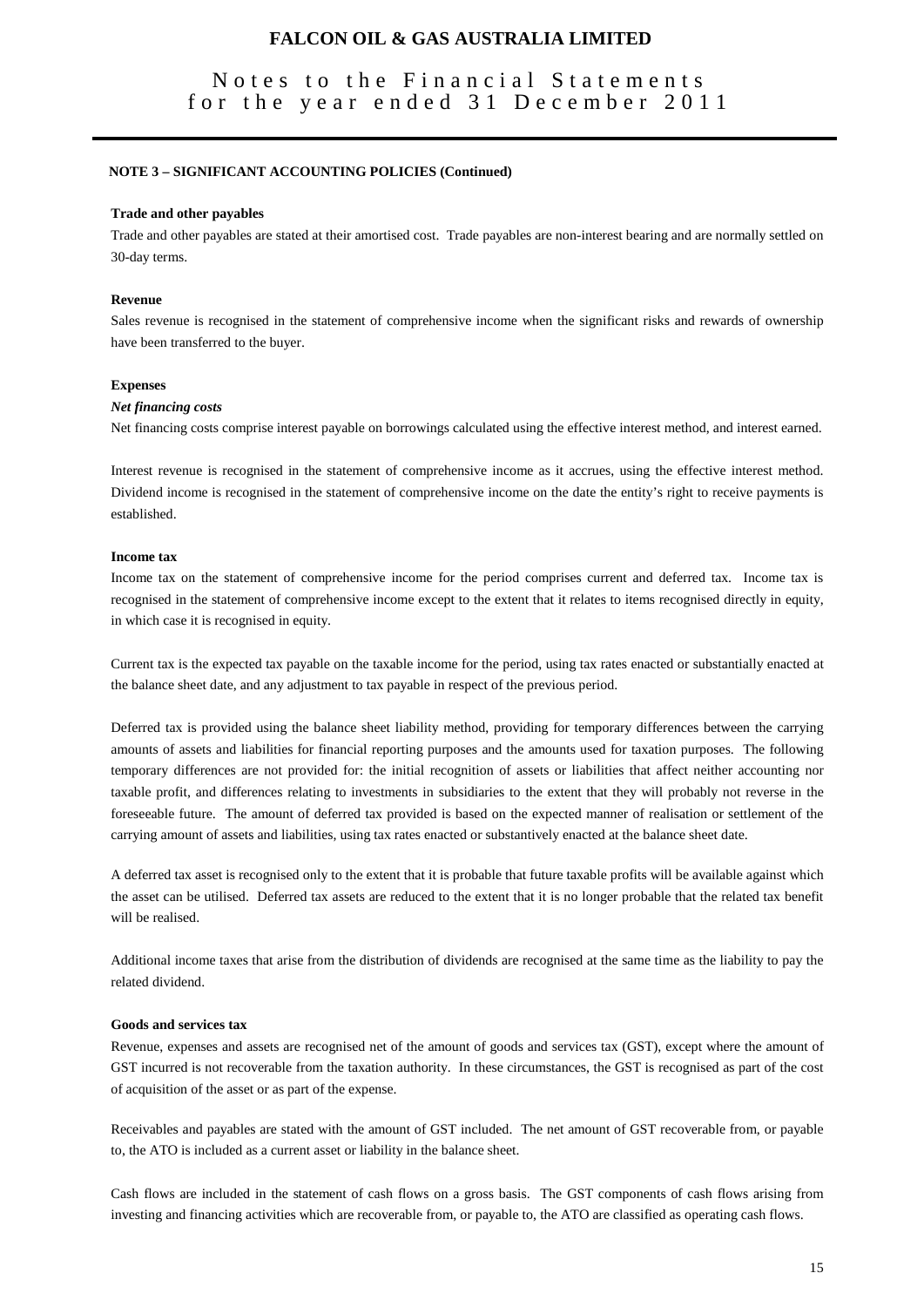**NOTE 3 – SIGNIFICANT ACCOUNTING POLICIES (Continued)**

**Trade and other payables**

Trade and other payables are stated at their amortised cost. Trade payables are non-interest bearing and are normally settled on 30-day terms.

**Revenue**

Sales revenue is recognised in the statement of comprehensive income when the significant risks and rewards of ownership have been transferred to the buyer.

**Expenses**

***Net financing costs***

Net financing costs comprise interest payable on borrowings calculated using the effective interest method, and interest earned.

Interest revenue is recognised in the statement of comprehensive income as it accrues, using the effective interest method. Dividend income is recognised in the statement of comprehensive income on the date the entity's right to receive payments is established.

**Income tax**

Income tax on the statement of comprehensive income for the period comprises current and deferred tax. Income tax is recognised in the statement of comprehensive income except to the extent that it relates to items recognised directly in equity, in which case it is recognised in equity.

Current tax is the expected tax payable on the taxable income for the period, using tax rates enacted or substantially enacted at the balance sheet date, and any adjustment to tax payable in respect of the previous period.

Deferred tax is provided using the balance sheet liability method, providing for temporary differences between the carrying amounts of assets and liabilities for financial reporting purposes and the amounts used for taxation purposes. The following temporary differences are not provided for: the initial recognition of assets or liabilities that affect neither accounting nor taxable profit, and differences relating to investments in subsidiaries to the extent that they will probably not reverse in the foreseeable future. The amount of deferred tax provided is based on the expected manner of realisation or settlement of the carrying amount of assets and liabilities, using tax rates enacted or substantively enacted at the balance sheet date.

A deferred tax asset is recognised only to the extent that it is probable that future taxable profits will be available against which the asset can be utilised. Deferred tax assets are reduced to the extent that it is no longer probable that the related tax benefit will be realised.

Additional income taxes that arise from the distribution of dividends are recognised at the same time as the liability to pay the related dividend.

**Goods and services tax**

Revenue, expenses and assets are recognised net of the amount of goods and services tax (GST), except where the amount of GST incurred is not recoverable from the taxation authority. In these circumstances, the GST is recognised as part of the cost of acquisition of the asset or as part of the expense.

Receivables and payables are stated with the amount of GST included. The net amount of GST recoverable from, or payable to, the ATO is included as a current asset or liability in the balance sheet.

Cash flows are included in the statement of cash flows on a gross basis. The GST components of cash flows arising from investing and financing activities which are recoverable from, or payable to, the ATO are classified as operating cash flows.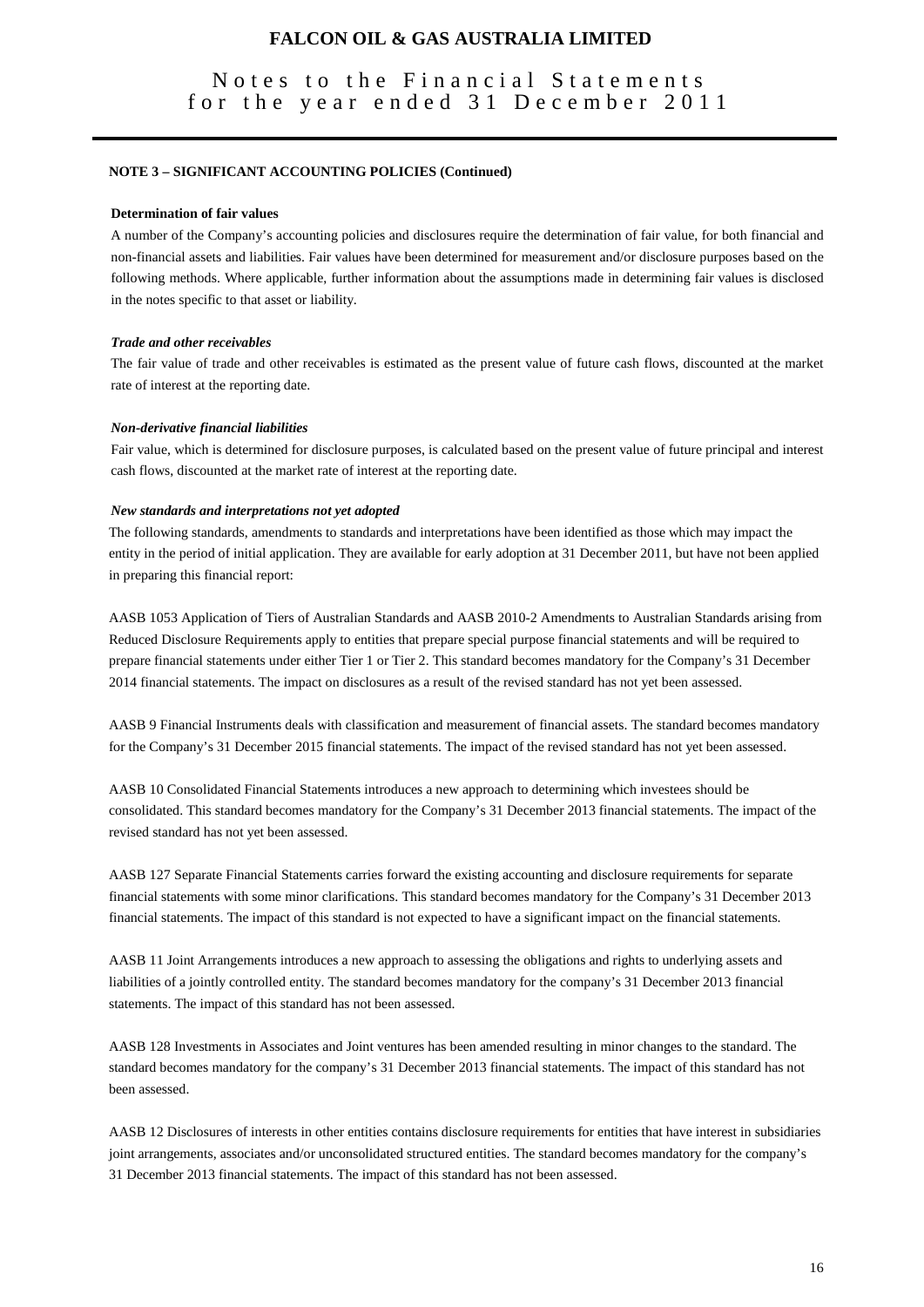## NOTE 3 – SIGNIFICANT ACCOUNTING POLICIES (Continued)

### Determination of fair values

A number of the Company's accounting policies and disclosures require the determination of fair value, for both financial and non-financial assets and liabilities. Fair values have been determined for measurement and/or disclosure purposes based on the following methods. Where applicable, further information about the assumptions made in determining fair values is disclosed in the notes specific to that asset or liability.

***Trade and other receivables***

The fair value of trade and other receivables is estimated as the present value of future cash flows, discounted at the market rate of interest at the reporting date.

***Non-derivative financial liabilities***

Fair value, which is determined for disclosure purposes, is calculated based on the present value of future principal and interest cash flows, discounted at the market rate of interest at the reporting date.

***New standards and interpretations not yet adopted***

The following standards, amendments to standards and interpretations have been identified as those which may impact the entity in the period of initial application. They are available for early adoption at 31 December 2011, but have not been applied in preparing this financial report:

AASB 1053 Application of Tiers of Australian Standards and AASB 2010-2 Amendments to Australian Standards arising from Reduced Disclosure Requirements apply to entities that prepare special purpose financial statements and will be required to prepare financial statements under either Tier 1 or Tier 2. This standard becomes mandatory for the Company's 31 December 2014 financial statements. The impact on disclosures as a result of the revised standard has not yet been assessed.

AASB 9 Financial Instruments deals with classification and measurement of financial assets. The standard becomes mandatory for the Company's 31 December 2015 financial statements. The impact of the revised standard has not yet been assessed.

AASB 10 Consolidated Financial Statements introduces a new approach to determining which investees should be consolidated. This standard becomes mandatory for the Company's 31 December 2013 financial statements. The impact of the revised standard has not yet been assessed.

AASB 127 Separate Financial Statements carries forward the existing accounting and disclosure requirements for separate financial statements with some minor clarifications. This standard becomes mandatory for the Company's 31 December 2013 financial statements. The impact of this standard is not expected to have a significant impact on the financial statements.

AASB 11 Joint Arrangements introduces a new approach to assessing the obligations and rights to underlying assets and liabilities of a jointly controlled entity. The standard becomes mandatory for the company's 31 December 2013 financial statements. The impact of this standard has not been assessed.

AASB 128 Investments in Associates and Joint ventures has been amended resulting in minor changes to the standard. The standard becomes mandatory for the company's 31 December 2013 financial statements. The impact of this standard has not been assessed.

AASB 12 Disclosures of interests in other entities contains disclosure requirements for entities that have interest in subsidiaries joint arrangements, associates and/or unconsolidated structured entities. The standard becomes mandatory for the company's 31 December 2013 financial statements. The impact of this standard has not been assessed.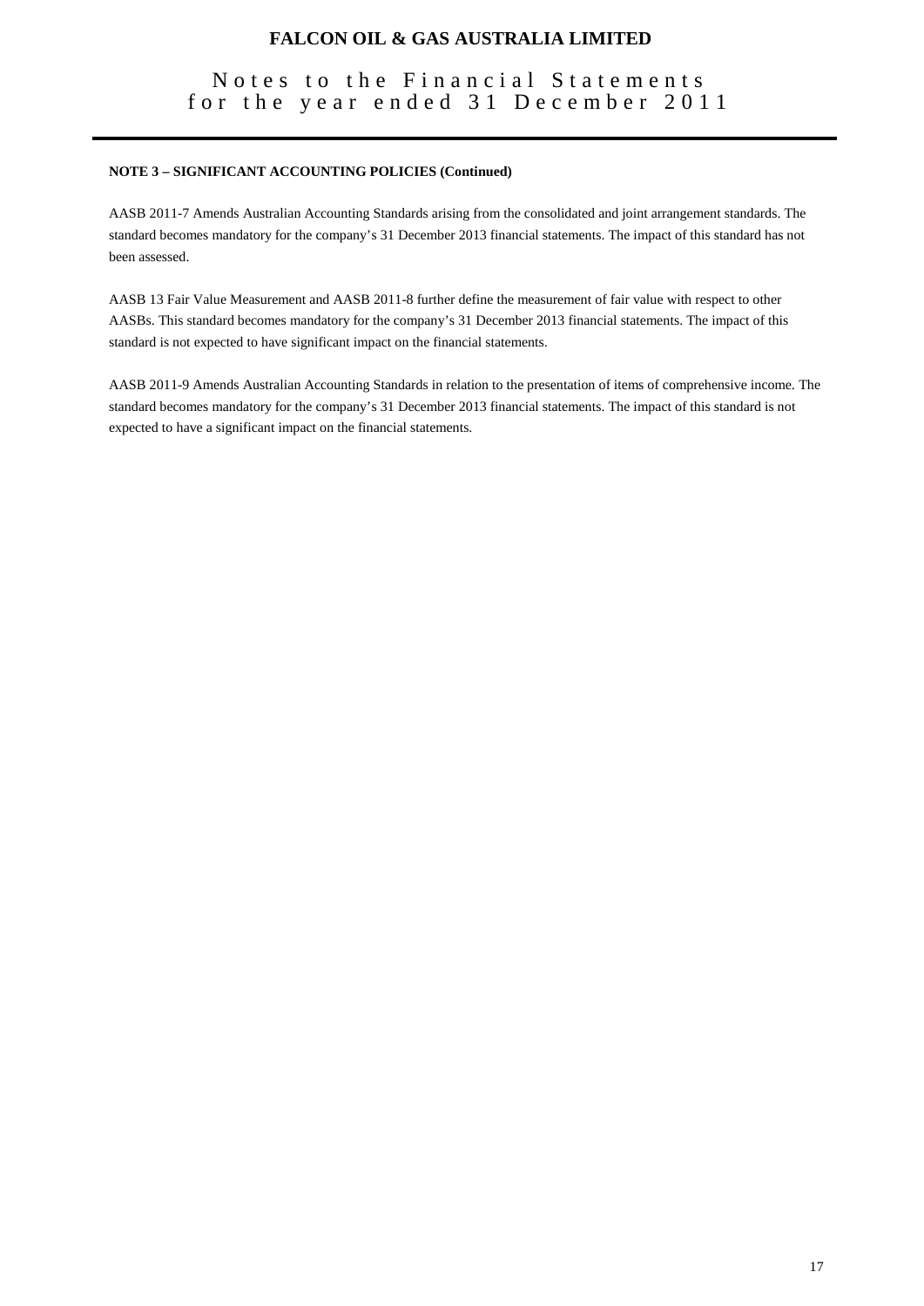**NOTE 3 – SIGNIFICANT ACCOUNTING POLICIES (Continued)**

AASB 2011-7 Amends Australian Accounting Standards arising from the consolidated and joint arrangement standards. The standard becomes mandatory for the company's 31 December 2013 financial statements. The impact of this standard has not been assessed.

AASB 13 Fair Value Measurement and AASB 2011-8 further define the measurement of fair value with respect to other AASBs. This standard becomes mandatory for the company's 31 December 2013 financial statements. The impact of this standard is not expected to have significant impact on the financial statements.

AASB 2011-9 Amends Australian Accounting Standards in relation to the presentation of items of comprehensive income. The standard becomes mandatory for the company's 31 December 2013 financial statements. The impact of this standard is not expected to have a significant impact on the financial statements.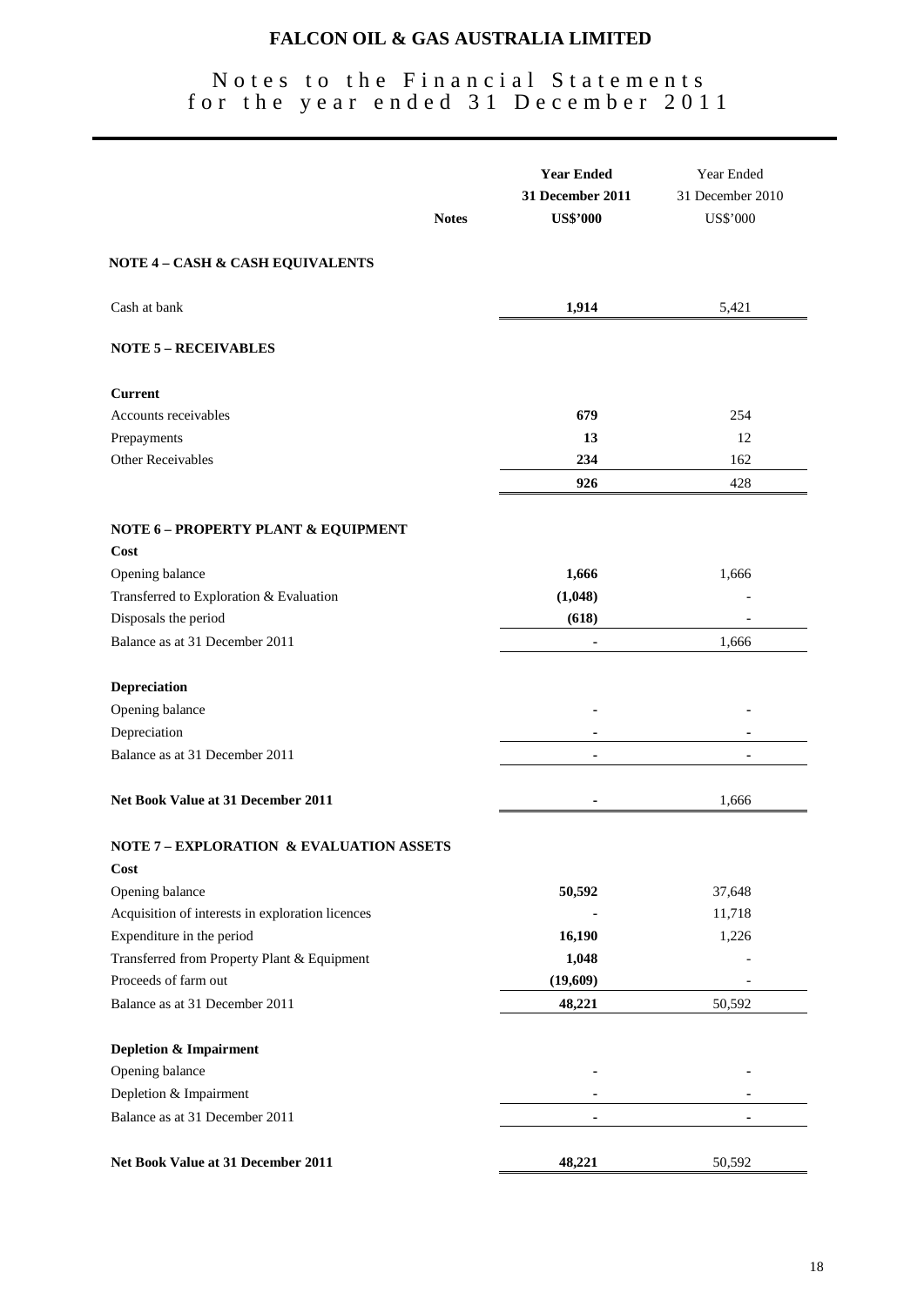# FALCON OIL & GAS AUSTRALIA LIMITED

## Notes to the Financial Statements for the year ended 31 December 2011

| | Notes | **Year Ended 31 December 2011 US$'000** | Year Ended 31 December 2010 US$'000 |
|---|---|---|---|
| **NOTE 4 – CASH & CASH EQUIVALENTS** | | | |
| Cash at bank | | **1,914** | 5,421 |
| **NOTE 5 – RECEIVABLES** | | | |
| **Current** | | | |
| Accounts receivables | | **679** | 254 |
| Prepayments | | **13** | 12 |
| Other Receivables | | **234** | 162 |
| | | **926** | 428 |
| **NOTE 6 – PROPERTY PLANT & EQUIPMENT** | | | |
| **Cost** | | | |
| Opening balance | | **1,666** | 1,666 |
| Transferred to Exploration & Evaluation | | **(1,048)** | - |
| Disposals the period | | **(618)** | - |
| Balance as at 31 December 2011 | | **-** | 1,666 |
| **Depreciation** | | | |
| Opening balance | | **-** | - |
| Depreciation | | **-** | - |
| Balance as at 31 December 2011 | | **-** | - |
| **Net Book Value at 31 December 2011** | | **-** | 1,666 |
| **NOTE 7 – EXPLORATION & EVALUATION ASSETS** | | | |
| **Cost** | | | |
| Opening balance | | **50,592** | 37,648 |
| Acquisition of interests in exploration licences | | **-** | 11,718 |
| Expenditure in the period | | **16,190** | 1,226 |
| Transferred from Property Plant & Equipment | | **1,048** | - |
| Proceeds of farm out | | **(19,609)** | - |
| Balance as at 31 December 2011 | | **48,221** | 50,592 |
| **Depletion & Impairment** | | | |
| Opening balance | | **-** | - |
| Depletion & Impairment | | **-** | - |
| Balance as at 31 December 2011 | | **-** | - |
| **Net Book Value at 31 December 2011** | | **48,221** | 50,592 |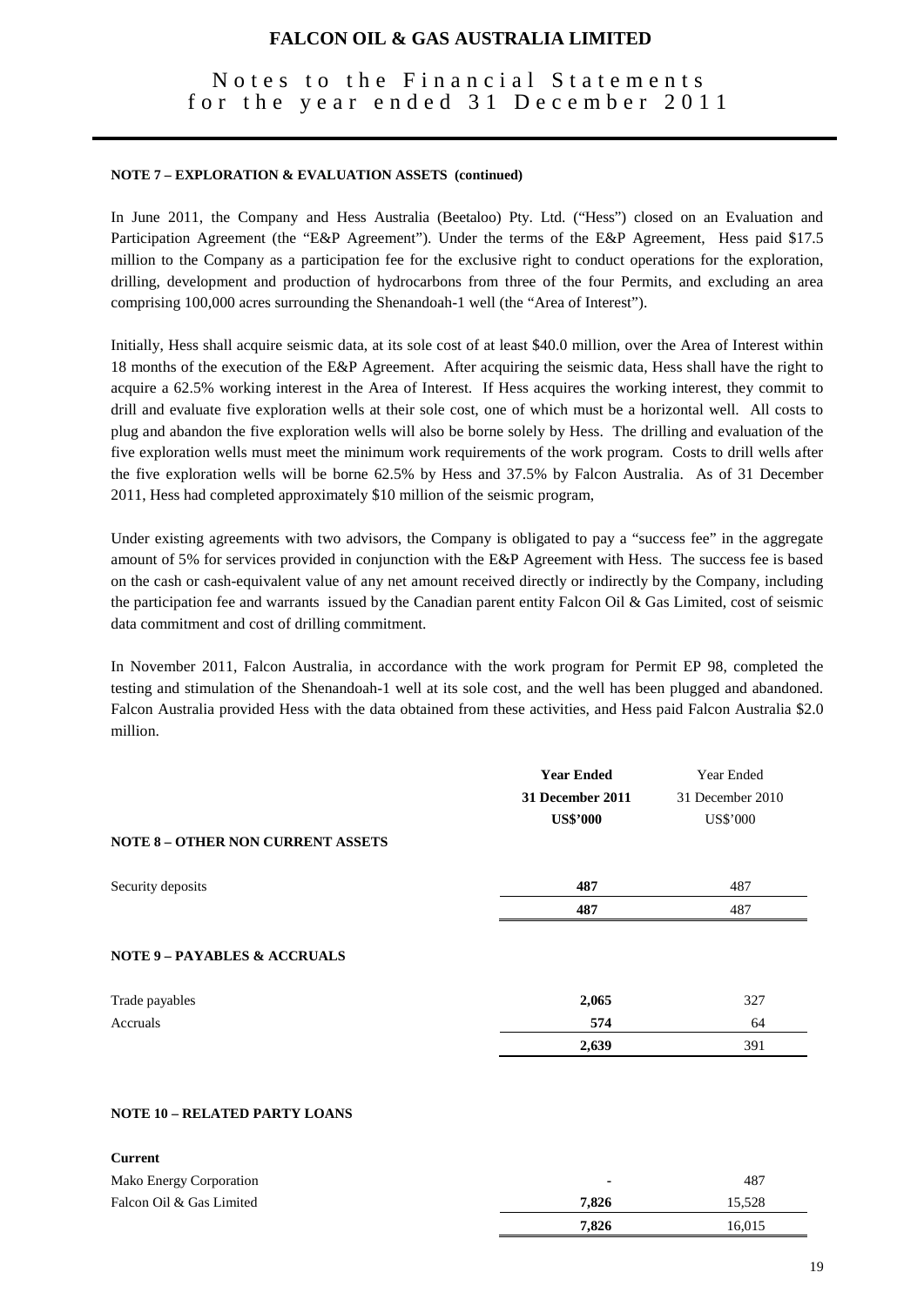**NOTE 7 – EXPLORATION & EVALUATION ASSETS (continued)**

In June 2011, the Company and Hess Australia (Beetaloo) Pty. Ltd. ("Hess") closed on an Evaluation and Participation Agreement (the "E&P Agreement"). Under the terms of the E&P Agreement, Hess paid $17.5 million to the Company as a participation fee for the exclusive right to conduct operations for the exploration, drilling, development and production of hydrocarbons from three of the four Permits, and excluding an area comprising 100,000 acres surrounding the Shenandoah-1 well (the "Area of Interest").

Initially, Hess shall acquire seismic data, at its sole cost of at least $40.0 million, over the Area of Interest within 18 months of the execution of the E&P Agreement. After acquiring the seismic data, Hess shall have the right to acquire a 62.5% working interest in the Area of Interest. If Hess acquires the working interest, they commit to drill and evaluate five exploration wells at their sole cost, one of which must be a horizontal well. All costs to plug and abandon the five exploration wells will also be borne solely by Hess. The drilling and evaluation of the five exploration wells must meet the minimum work requirements of the work program. Costs to drill wells after the five exploration wells will be borne 62.5% by Hess and 37.5% by Falcon Australia. As of 31 December 2011, Hess had completed approximately $10 million of the seismic program,

Under existing agreements with two advisors, the Company is obligated to pay a "success fee" in the aggregate amount of 5% for services provided in conjunction with the E&P Agreement with Hess. The success fee is based on the cash or cash-equivalent value of any net amount received directly or indirectly by the Company, including the participation fee and warrants issued by the Canadian parent entity Falcon Oil & Gas Limited, cost of seismic data commitment and cost of drilling commitment.

In November 2011, Falcon Australia, in accordance with the work program for Permit EP 98, completed the testing and stimulation of the Shenandoah-1 well at its sole cost, and the well has been plugged and abandoned. Falcon Australia provided Hess with the data obtained from these activities, and Hess paid Falcon Australia $2.0 million.

| | **Year Ended 31 December 2011 US$'000** | Year Ended 31 December 2010 US$'000 |
|---|---|---|
| **NOTE 8 – OTHER NON CURRENT ASSETS** | | |
| Security deposits | **487** | 487 |
| | **487** | 487 |
| **NOTE 9 – PAYABLES & ACCRUALS** | | |
| Trade payables | **2,065** | 327 |
| Accruals | **574** | 64 |
| | **2,639** | 391 |
| **NOTE 10 – RELATED PARTY LOANS** | | |
| **Current** | | |
| Mako Energy Corporation | **-** | 487 |
| Falcon Oil & Gas Limited | **7,826** | 15,528 |
| | **7,826** | 16,015 |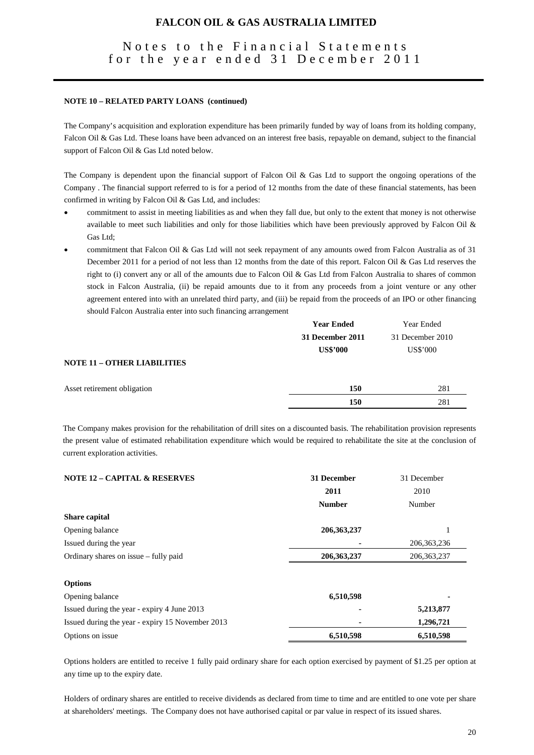### NOTE 10 – RELATED PARTY LOANS (continued)

The Company's acquisition and exploration expenditure has been primarily funded by way of loans from its holding company, Falcon Oil & Gas Ltd. These loans have been advanced on an interest free basis, repayable on demand, subject to the financial support of Falcon Oil & Gas Ltd noted below.

The Company is dependent upon the financial support of Falcon Oil & Gas Ltd to support the ongoing operations of the Company . The financial support referred to is for a period of 12 months from the date of these financial statements, has been confirmed in writing by Falcon Oil & Gas Ltd, and includes:

- commitment to assist in meeting liabilities as and when they fall due, but only to the extent that money is not otherwise available to meet such liabilities and only for those liabilities which have been previously approved by Falcon Oil & Gas Ltd;
- commitment that Falcon Oil & Gas Ltd will not seek repayment of any amounts owed from Falcon Australia as of 31 December 2011 for a period of not less than 12 months from the date of this report. Falcon Oil & Gas Ltd reserves the right to (i) convert any or all of the amounts due to Falcon Oil & Gas Ltd from Falcon Australia to shares of common stock in Falcon Australia, (ii) be repaid amounts due to it from any proceeds from a joint venture or any other agreement entered into with an unrelated third party, and (iii) be repaid from the proceeds of an IPO or other financing should Falcon Australia enter into such financing arrangement

### NOTE 11 – OTHER LIABILITIES

| | **Year Ended 31 December 2011 US$'000** | Year Ended 31 December 2010 US$'000 |
|---|---|---|
| Asset retirement obligation | **150** | 281 |
| | **150** | 281 |

The Company makes provision for the rehabilitation of drill sites on a discounted basis. The rehabilitation provision represents the present value of estimated rehabilitation expenditure which would be required to rehabilitate the site at the conclusion of current exploration activities.

### NOTE 12 – CAPITAL & RESERVES

| | **31 December 2011 Number** | 31 December 2010 Number |
|---|---|---|
| **Share capital** | | |
| Opening balance | **206,363,237** | 1 |
| Issued during the year | **-** | 206,363,236 |
| Ordinary shares on issue – fully paid | **206,363,237** | 206,363,237 |
| | | |
| **Options** | | |
| Opening balance | **6,510,598** | **-** |
| Issued during the year - expiry 4 June 2013 | **-** | **5,213,877** |
| Issued during the year - expiry 15 November 2013 | **-** | **1,296,721** |
| Options on issue | **6,510,598** | **6,510,598** |

Options holders are entitled to receive 1 fully paid ordinary share for each option exercised by payment of $1.25 per option at any time up to the expiry date.

Holders of ordinary shares are entitled to receive dividends as declared from time to time and are entitled to one vote per share at shareholders' meetings. The Company does not have authorised capital or par value in respect of its issued shares.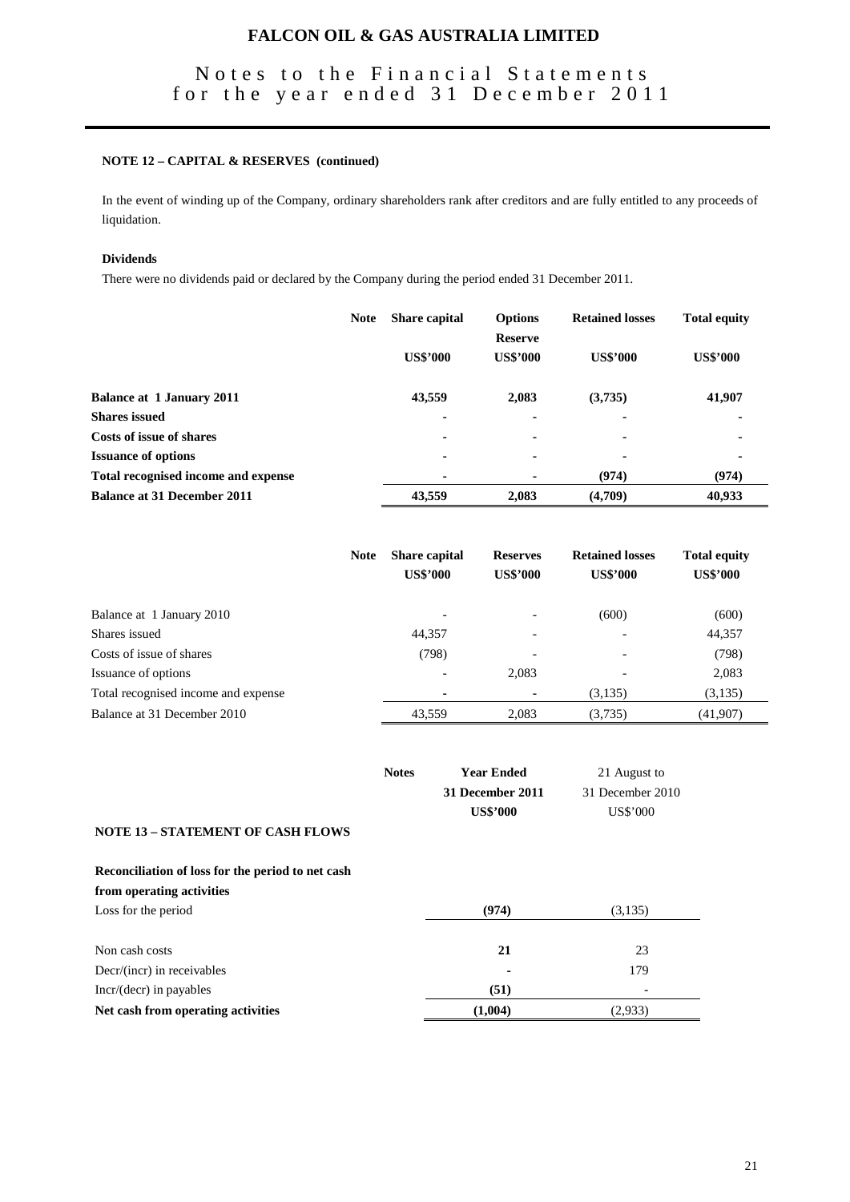### NOTE 12 – CAPITAL & RESERVES (continued)

In the event of winding up of the Company, ordinary shareholders rank after creditors and are fully entitled to any proceeds of liquidation.

**Dividends**

There were no dividends paid or declared by the Company during the period ended 31 December 2011.

| | Note | Share capital | Options Reserve | Retained losses | Total equity |
|---|---|---|---|---|---|
| | | US$'000 | US$'000 | US$'000 | US$'000 |
| **Balance at 1 January 2011** | | **43,559** | **2,083** | **(3,735)** | **41,907** |
| **Shares issued** | | **-** | **-** | **-** | **-** |
| **Costs of issue of shares** | | **-** | **-** | **-** | **-** |
| **Issuance of options** | | **-** | **-** | **-** | **-** |
| **Total recognised income and expense** | | **-** | **-** | **(974)** | **(974)** |
| **Balance at 31 December 2011** | | **43,559** | **2,083** | **(4,709)** | **40,933** |

| | Note | Share capital US$'000 | Reserves US$'000 | Retained losses US$'000 | Total equity US$'000 |
|---|---|---|---|---|---|
| Balance at 1 January 2010 | | - | - | (600) | (600) |
| Shares issued | | 44,357 | - | - | 44,357 |
| Costs of issue of shares | | (798) | - | - | (798) |
| Issuance of options | | - | 2,083 | - | 2,083 |
| Total recognised income and expense | | - | - | (3,135) | (3,135) |
| Balance at 31 December 2010 | | 43,559 | 2,083 | (3,735) | (41,907) |

### NOTE 13 – STATEMENT OF CASH FLOWS

| | Notes | Year Ended 31 December 2011 US$'000 | 21 August to 31 December 2010 US$'000 |
|---|---|---|---|
| **Reconciliation of loss for the period to net cash from operating activities** | | | |
| Loss for the period | | **(974)** | (3,135) |
| Non cash costs | | **21** | 23 |
| Decr/(incr) in receivables | | **-** | 179 |
| Incr/(decr) in payables | | **(51)** | - |
| **Net cash from operating activities** | | **(1,004)** | (2,933) |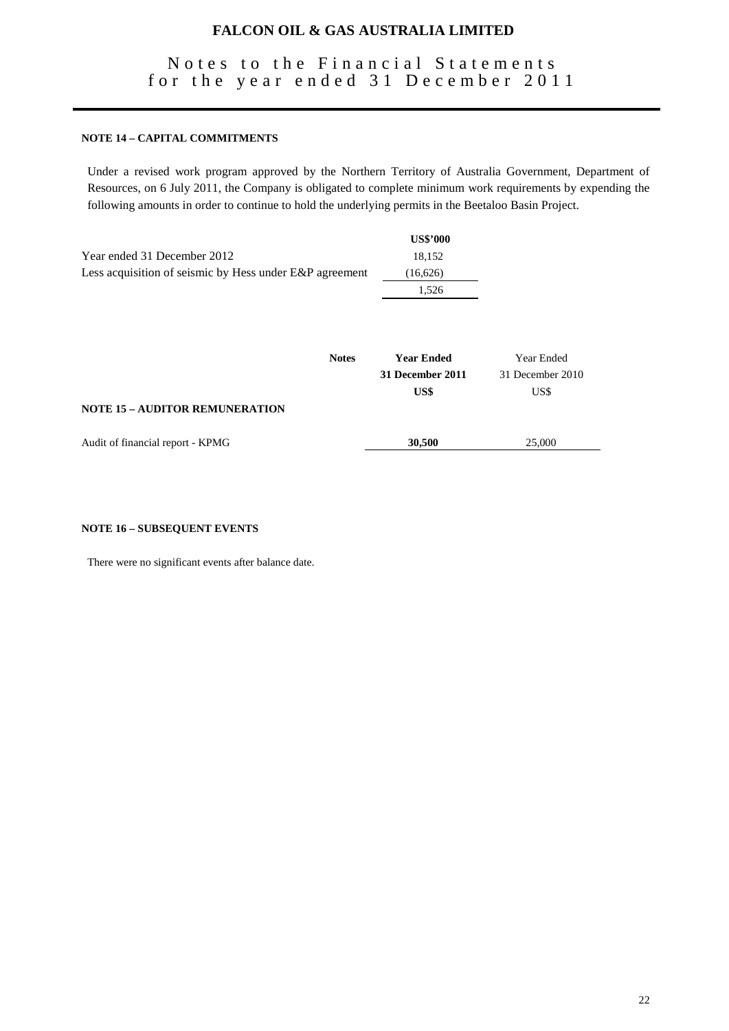# FALCON OIL & GAS AUSTRALIA LIMITED

## Notes to the Financial Statements for the year ended 31 December 2011

**NOTE 14 – CAPITAL COMMITMENTS**

Under a revised work program approved by the Northern Territory of Australia Government, Department of Resources, on 6 July 2011, the Company is obligated to complete minimum work requirements by expending the following amounts in order to continue to hold the underlying permits in the Beetaloo Basin Project.

| | **US$'000** |
|---|---|
| Year ended 31 December 2012 | 18,152 |
| Less acquisition of seismic by Hess under E&P agreement | (16,626) |
| | 1,526 |

| | **Notes** | **Year Ended 31 December 2011 US$** | Year Ended 31 December 2010 US$ |
|---|---|---|---|
| **NOTE 15 – AUDITOR REMUNERATION** | | | |
| Audit of financial report - KPMG | | **30,500** | 25,000 |

**NOTE 16 – SUBSEQUENT EVENTS**

There were no significant events after balance date.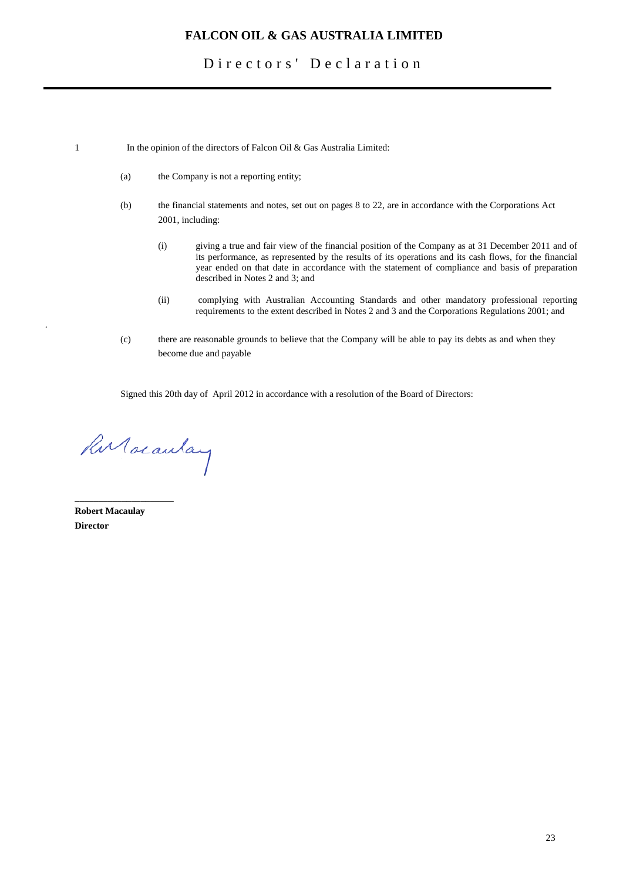# FALCON OIL & GAS AUSTRALIA LIMITED

## Directors' Declaration

1 In the opinion of the directors of Falcon Oil & Gas Australia Limited:

(a) the Company is not a reporting entity;

(b) the financial statements and notes, set out on pages 8 to 22, are in accordance with the Corporations Act 2001, including:

(i) giving a true and fair view of the financial position of the Company as at 31 December 2011 and of its performance, as represented by the results of its operations and its cash flows, for the financial year ended on that date in accordance with the statement of compliance and basis of preparation described in Notes 2 and 3; and

(ii) complying with Australian Accounting Standards and other mandatory professional reporting requirements to the extent described in Notes 2 and 3 and the Corporations Regulations 2001; and

(c) there are reasonable grounds to believe that the Company will be able to pay its debts as and when they become due and payable

Signed this 20th day of April 2012 in accordance with a resolution of the Board of Directors:

\_\_\_\_\_\_\_\_\_\_\_\_\_\_\_\_\_\_\_\_

**Robert Macaulay**
**Director**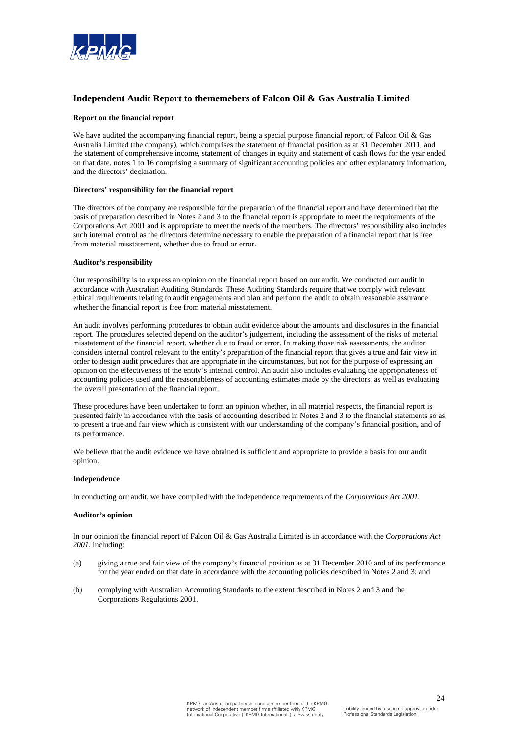# Independent Audit Report to thememebers of Falcon Oil & Gas Australia Limited

### Report on the financial report

We have audited the accompanying financial report, being a special purpose financial report, of Falcon Oil & Gas Australia Limited (the company), which comprises the statement of financial position as at 31 December 2011, and the statement of comprehensive income, statement of changes in equity and statement of cash flows for the year ended on that date, notes 1 to 16 comprising a summary of significant accounting policies and other explanatory information, and the directors' declaration.

### Directors' responsibility for the financial report

The directors of the company are responsible for the preparation of the financial report and have determined that the basis of preparation described in Notes 2 and 3 to the financial report is appropriate to meet the requirements of the Corporations Act 2001 and is appropriate to meet the needs of the members. The directors' responsibility also includes such internal control as the directors determine necessary to enable the preparation of a financial report that is free from material misstatement, whether due to fraud or error.

### Auditor's responsibility

Our responsibility is to express an opinion on the financial report based on our audit. We conducted our audit in accordance with Australian Auditing Standards. These Auditing Standards require that we comply with relevant ethical requirements relating to audit engagements and plan and perform the audit to obtain reasonable assurance whether the financial report is free from material misstatement.

An audit involves performing procedures to obtain audit evidence about the amounts and disclosures in the financial report. The procedures selected depend on the auditor's judgement, including the assessment of the risks of material misstatement of the financial report, whether due to fraud or error. In making those risk assessments, the auditor considers internal control relevant to the entity's preparation of the financial report that gives a true and fair view in order to design audit procedures that are appropriate in the circumstances, but not for the purpose of expressing an opinion on the effectiveness of the entity's internal control. An audit also includes evaluating the appropriateness of accounting policies used and the reasonableness of accounting estimates made by the directors, as well as evaluating the overall presentation of the financial report.

These procedures have been undertaken to form an opinion whether, in all material respects, the financial report is presented fairly in accordance with the basis of accounting described in Notes 2 and 3 to the financial statements so as to present a true and fair view which is consistent with our understanding of the company's financial position, and of its performance.

We believe that the audit evidence we have obtained is sufficient and appropriate to provide a basis for our audit opinion.

### Independence

In conducting our audit, we have complied with the independence requirements of the *Corporations Act 2001.*

### Auditor's opinion

In our opinion the financial report of Falcon Oil & Gas Australia Limited is in accordance with the *Corporations Act 2001*, including:

(a) giving a true and fair view of the company's financial position as at 31 December 2010 and of its performance for the year ended on that date in accordance with the accounting policies described in Notes 2 and 3; and

(b) complying with Australian Accounting Standards to the extent described in Notes 2 and 3 and the Corporations Regulations 2001.

KPMG, an Australian partnership and a member firm of the KPMG network of independent member firms affiliated with KPMG International Cooperative ("KPMG International"), a Swiss entity.

Liability limited by a scheme approved under Professional Standards Legislation.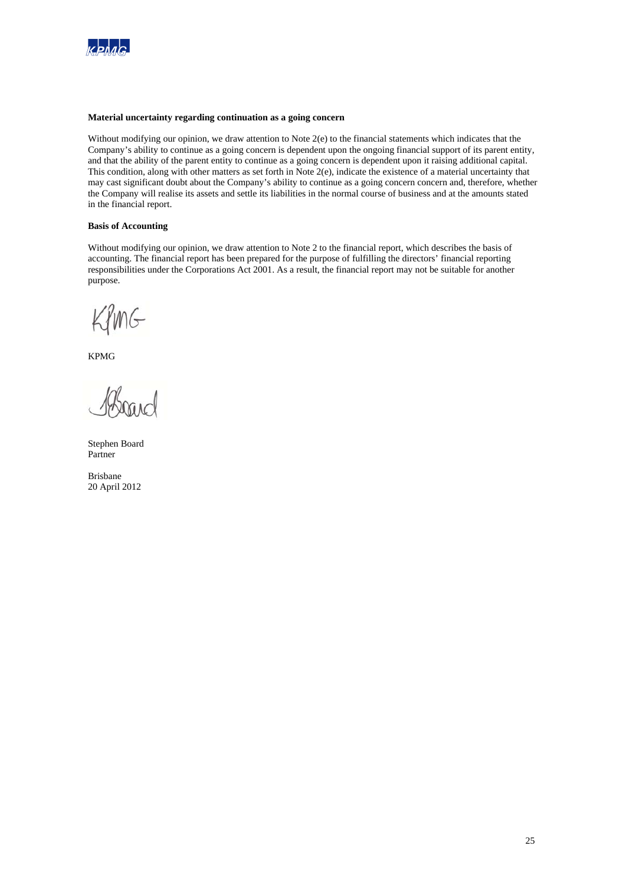**Material uncertainty regarding continuation as a going concern**

Without modifying our opinion, we draw attention to Note 2(e) to the financial statements which indicates that the Company's ability to continue as a going concern is dependent upon the ongoing financial support of its parent entity, and that the ability of the parent entity to continue as a going concern is dependent upon it raising additional capital. This condition, along with other matters as set forth in Note 2(e), indicate the existence of a material uncertainty that may cast significant doubt about the Company's ability to continue as a going concern concern and, therefore, whether the Company will realise its assets and settle its liabilities in the normal course of business and at the amounts stated in the financial report.

**Basis of Accounting**

Without modifying our opinion, we draw attention to Note 2 to the financial report, which describes the basis of accounting. The financial report has been prepared for the purpose of fulfilling the directors' financial reporting responsibilities under the Corporations Act 2001. As a result, the financial report may not be suitable for another purpose.

KPMG

Stephen Board
Partner

Brisbane
20 April 2012